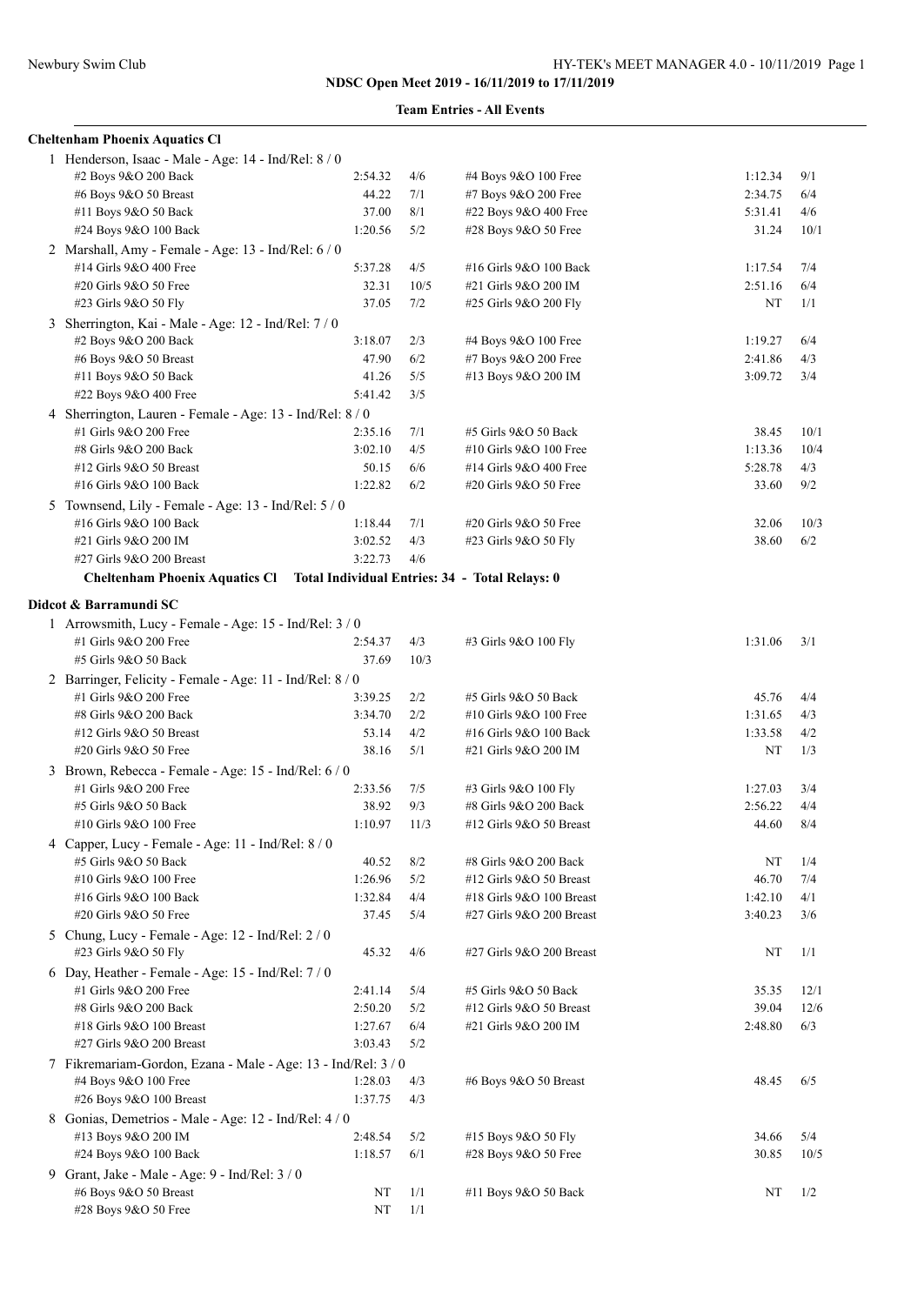**NDSC Open Meet 2019 - 16/11/2019 to 17/11/2019**

**Team Entries - All Events**

## Cheltenham Phoenix Aquatics Cl

1 Henderson, Isaac - Male - Age: 14 - Ind/Rel: 8 / 0

| | | | | | |
|---|---|---|---|---|---|
| #2 Boys 9&O 200 Back | 2:54.32 | 4/6 | #4 Boys 9&O 100 Free | 1:12.34 | 9/1 |
| #6 Boys 9&O 50 Breast | 44.22 | 7/1 | #7 Boys 9&O 200 Free | 2:34.75 | 6/4 |
| #11 Boys 9&O 50 Back | 37.00 | 8/1 | #22 Boys 9&O 400 Free | 5:31.41 | 4/6 |
| #24 Boys 9&O 100 Back | 1:20.56 | 5/2 | #28 Boys 9&O 50 Free | 31.24 | 10/1 |

2 Marshall, Amy - Female - Age: 13 - Ind/Rel: 6 / 0

| | | | | | |
|---|---|---|---|---|---|
| #14 Girls 9&O 400 Free | 5:37.28 | 4/5 | #16 Girls 9&O 100 Back | 1:17.54 | 7/4 |
| #20 Girls 9&O 50 Free | 32.31 | 10/5 | #21 Girls 9&O 200 IM | 2:51.16 | 6/4 |
| #23 Girls 9&O 50 Fly | 37.05 | 7/2 | #25 Girls 9&O 200 Fly | NT | 1/1 |

3 Sherrington, Kai - Male - Age: 12 - Ind/Rel: 7 / 0

| | | | | | |
|---|---|---|---|---|---|
| #2 Boys 9&O 200 Back | 3:18.07 | 2/3 | #4 Boys 9&O 100 Free | 1:19.27 | 6/4 |
| #6 Boys 9&O 50 Breast | 47.90 | 6/2 | #7 Boys 9&O 200 Free | 2:41.86 | 4/3 |
| #11 Boys 9&O 50 Back | 41.26 | 5/5 | #13 Boys 9&O 200 IM | 3:09.72 | 3/4 |
| #22 Boys 9&O 400 Free | 5:41.42 | 3/5 | | | |

4 Sherrington, Lauren - Female - Age: 13 - Ind/Rel: 8 / 0

| | | | | | |
|---|---|---|---|---|---|
| #1 Girls 9&O 200 Free | 2:35.16 | 7/1 | #5 Girls 9&O 50 Back | 38.45 | 10/1 |
| #8 Girls 9&O 200 Back | 3:02.10 | 4/5 | #10 Girls 9&O 100 Free | 1:13.36 | 10/4 |
| #12 Girls 9&O 50 Breast | 50.15 | 6/6 | #14 Girls 9&O 400 Free | 5:28.78 | 4/3 |
| #16 Girls 9&O 100 Back | 1:22.82 | 6/2 | #20 Girls 9&O 50 Free | 33.60 | 9/2 |

5 Townsend, Lily - Female - Age: 13 - Ind/Rel: 5 / 0

| | | | | | |
|---|---|---|---|---|---|
| #16 Girls 9&O 100 Back | 1:18.44 | 7/1 | #20 Girls 9&O 50 Free | 32.06 | 10/3 |
| #21 Girls 9&O 200 IM | 3:02.52 | 4/3 | #23 Girls 9&O 50 Fly | 38.60 | 6/2 |
| #27 Girls 9&O 200 Breast | 3:22.73 | 4/6 | | | |

**Cheltenham Phoenix Aquatics Cl Total Individual Entries: 34 - Total Relays: 0**

## Didcot & Barramundi SC

1 Arrowsmith, Lucy - Female - Age: 15 - Ind/Rel: 3 / 0

| | | | | | |
|---|---|---|---|---|---|
| #1 Girls 9&O 200 Free | 2:54.37 | 4/3 | #3 Girls 9&O 100 Fly | 1:31.06 | 3/1 |
| #5 Girls 9&O 50 Back | 37.69 | 10/3 | | | |

2 Barringer, Felicity - Female - Age: 11 - Ind/Rel: 8 / 0

| | | | | | |
|---|---|---|---|---|---|
| #1 Girls 9&O 200 Free | 3:39.25 | 2/2 | #5 Girls 9&O 50 Back | 45.76 | 4/4 |
| #8 Girls 9&O 200 Back | 3:34.70 | 2/2 | #10 Girls 9&O 100 Free | 1:31.65 | 4/3 |
| #12 Girls 9&O 50 Breast | 53.14 | 4/2 | #16 Girls 9&O 100 Back | 1:33.58 | 4/2 |
| #20 Girls 9&O 50 Free | 38.16 | 5/1 | #21 Girls 9&O 200 IM | NT | 1/3 |

3 Brown, Rebecca - Female - Age: 15 - Ind/Rel: 6 / 0

| | | | | | |
|---|---|---|---|---|---|
| #1 Girls 9&O 200 Free | 2:33.56 | 7/5 | #3 Girls 9&O 100 Fly | 1:27.03 | 3/4 |
| #5 Girls 9&O 50 Back | 38.92 | 9/3 | #8 Girls 9&O 200 Back | 2:56.22 | 4/4 |
| #10 Girls 9&O 100 Free | 1:10.97 | 11/3 | #12 Girls 9&O 50 Breast | 44.60 | 8/4 |

4 Capper, Lucy - Female - Age: 11 - Ind/Rel: 8 / 0

| | | | | | |
|---|---|---|---|---|---|
| #5 Girls 9&O 50 Back | 40.52 | 8/2 | #8 Girls 9&O 200 Back | NT | 1/4 |
| #10 Girls 9&O 100 Free | 1:26.96 | 5/2 | #12 Girls 9&O 50 Breast | 46.70 | 7/4 |
| #16 Girls 9&O 100 Back | 1:32.84 | 4/4 | #18 Girls 9&O 100 Breast | 1:42.10 | 4/1 |
| #20 Girls 9&O 50 Free | 37.45 | 5/4 | #27 Girls 9&O 200 Breast | 3:40.23 | 3/6 |

5 Chung, Lucy - Female - Age: 12 - Ind/Rel: 2 / 0

| | | | | | |
|---|---|---|---|---|---|
| #23 Girls 9&O 50 Fly | 45.32 | 4/6 | #27 Girls 9&O 200 Breast | NT | 1/1 |

6 Day, Heather - Female - Age: 15 - Ind/Rel: 7 / 0

| | | | | | |
|---|---|---|---|---|---|
| #1 Girls 9&O 200 Free | 2:41.14 | 5/4 | #5 Girls 9&O 50 Back | 35.35 | 12/1 |
| #8 Girls 9&O 200 Back | 2:50.20 | 5/2 | #12 Girls 9&O 50 Breast | 39.04 | 12/6 |
| #18 Girls 9&O 100 Breast | 1:27.67 | 6/4 | #21 Girls 9&O 200 IM | 2:48.80 | 6/3 |
| #27 Girls 9&O 200 Breast | 3:03.43 | 5/2 | | | |

7 Fikremariam-Gordon, Ezana - Male - Age: 13 - Ind/Rel: 3 / 0

| | | | | | |
|---|---|---|---|---|---|
| #4 Boys 9&O 100 Free | 1:28.03 | 4/3 | #6 Boys 9&O 50 Breast | 48.45 | 6/5 |
| #26 Boys 9&O 100 Breast | 1:37.75 | 4/3 | | | |

8 Gonias, Demetrios - Male - Age: 12 - Ind/Rel: 4 / 0

| | | | | | |
|---|---|---|---|---|---|
| #13 Boys 9&O 200 IM | 2:48.54 | 5/2 | #15 Boys 9&O 50 Fly | 34.66 | 5/4 |
| #24 Boys 9&O 100 Back | 1:18.57 | 6/1 | #28 Boys 9&O 50 Free | 30.85 | 10/5 |

9 Grant, Jake - Male - Age: 9 - Ind/Rel: 3 / 0

| | | | | | |
|---|---|---|---|---|---|
| #6 Boys 9&O 50 Breast | NT | 1/1 | #11 Boys 9&O 50 Back | NT | 1/2 |
| #28 Boys 9&O 50 Free | NT | 1/1 | | | |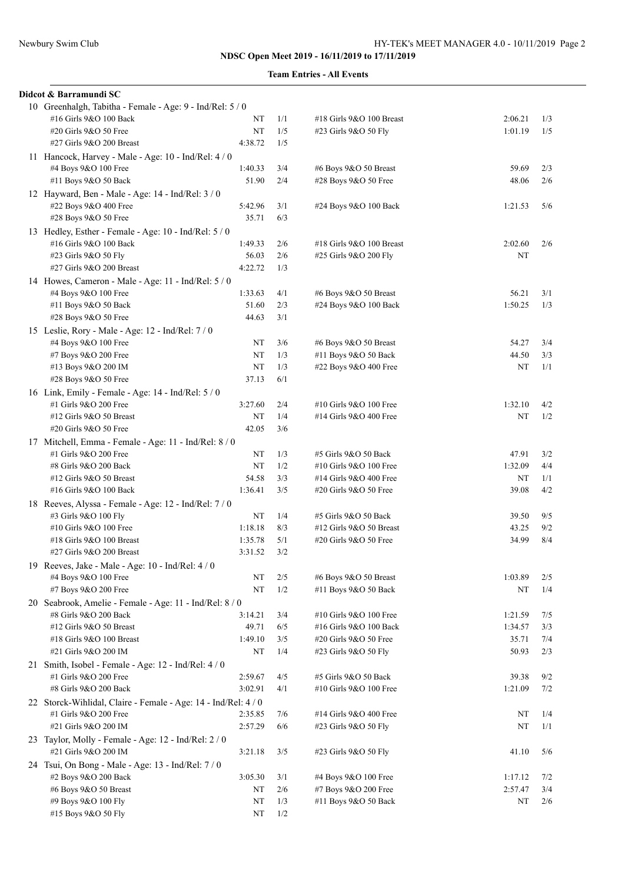## NDSC Open Meet 2019 - 16/11/2019 to 17/11/2019

### Team Entries - All Events

**Didcot & Barramundi SC**

10 Greenhalgh, Tabitha - Female - Age: 9 - Ind/Rel: 5 / 0

| | | | | | |
|---|---|---|---|---|---|
| #16 Girls 9&O 100 Back | NT | 1/1 | #18 Girls 9&O 100 Breast | 2:06.21 | 1/3 |
| #20 Girls 9&O 50 Free | NT | 1/5 | #23 Girls 9&O 50 Fly | 1:01.19 | 1/5 |
| #27 Girls 9&O 200 Breast | 4:38.72 | 1/5 | | | |

11 Hancock, Harvey - Male - Age: 10 - Ind/Rel: 4 / 0

| | | | | | |
|---|---|---|---|---|---|
| #4 Boys 9&O 100 Free | 1:40.33 | 3/4 | #6 Boys 9&O 50 Breast | 59.69 | 2/3 |
| #11 Boys 9&O 50 Back | 51.90 | 2/4 | #28 Boys 9&O 50 Free | 48.06 | 2/6 |

12 Hayward, Ben - Male - Age: 14 - Ind/Rel: 3 / 0

| | | | | | |
|---|---|---|---|---|---|
| #22 Boys 9&O 400 Free | 5:42.96 | 3/1 | #24 Boys 9&O 100 Back | 1:21.53 | 5/6 |
| #28 Boys 9&O 50 Free | 35.71 | 6/3 | | | |

13 Hedley, Esther - Female - Age: 10 - Ind/Rel: 5 / 0

| | | | | | |
|---|---|---|---|---|---|
| #16 Girls 9&O 100 Back | 1:49.33 | 2/6 | #18 Girls 9&O 100 Breast | 2:02.60 | 2/6 |
| #23 Girls 9&O 50 Fly | 56.03 | 2/6 | #25 Girls 9&O 200 Fly | NT | |
| #27 Girls 9&O 200 Breast | 4:22.72 | 1/3 | | | |

14 Howes, Cameron - Male - Age: 11 - Ind/Rel: 5 / 0

| | | | | | |
|---|---|---|---|---|---|
| #4 Boys 9&O 100 Free | 1:33.63 | 4/1 | #6 Boys 9&O 50 Breast | 56.21 | 3/1 |
| #11 Boys 9&O 50 Back | 51.60 | 2/3 | #24 Boys 9&O 100 Back | 1:50.25 | 1/3 |
| #28 Boys 9&O 50 Free | 44.63 | 3/1 | | | |

15 Leslie, Rory - Male - Age: 12 - Ind/Rel: 7 / 0

| | | | | | |
|---|---|---|---|---|---|
| #4 Boys 9&O 100 Free | NT | 3/6 | #6 Boys 9&O 50 Breast | 54.27 | 3/4 |
| #7 Boys 9&O 200 Free | NT | 1/3 | #11 Boys 9&O 50 Back | 44.50 | 3/3 |
| #13 Boys 9&O 200 IM | NT | 1/3 | #22 Boys 9&O 400 Free | NT | 1/1 |
| #28 Boys 9&O 50 Free | 37.13 | 6/1 | | | |

16 Link, Emily - Female - Age: 14 - Ind/Rel: 5 / 0

| | | | | | |
|---|---|---|---|---|---|
| #1 Girls 9&O 200 Free | 3:27.60 | 2/4 | #10 Girls 9&O 100 Free | 1:32.10 | 4/2 |
| #12 Girls 9&O 50 Breast | NT | 1/4 | #14 Girls 9&O 400 Free | NT | 1/2 |
| #20 Girls 9&O 50 Free | 42.05 | 3/6 | | | |

17 Mitchell, Emma - Female - Age: 11 - Ind/Rel: 8 / 0

| | | | | | |
|---|---|---|---|---|---|
| #1 Girls 9&O 200 Free | NT | 1/3 | #5 Girls 9&O 50 Back | 47.91 | 3/2 |
| #8 Girls 9&O 200 Back | NT | 1/2 | #10 Girls 9&O 100 Free | 1:32.09 | 4/4 |
| #12 Girls 9&O 50 Breast | 54.58 | 3/3 | #14 Girls 9&O 400 Free | NT | 1/1 |
| #16 Girls 9&O 100 Back | 1:36.41 | 3/5 | #20 Girls 9&O 50 Free | 39.08 | 4/2 |

18 Reeves, Alyssa - Female - Age: 12 - Ind/Rel: 7 / 0

| | | | | | |
|---|---|---|---|---|---|
| #3 Girls 9&O 100 Fly | NT | 1/4 | #5 Girls 9&O 50 Back | 39.50 | 9/5 |
| #10 Girls 9&O 100 Free | 1:18.18 | 8/3 | #12 Girls 9&O 50 Breast | 43.25 | 9/2 |
| #18 Girls 9&O 100 Breast | 1:35.78 | 5/1 | #20 Girls 9&O 50 Free | 34.99 | 8/4 |
| #27 Girls 9&O 200 Breast | 3:31.52 | 3/2 | | | |

19 Reeves, Jake - Male - Age: 10 - Ind/Rel: 4 / 0

| | | | | | |
|---|---|---|---|---|---|
| #4 Boys 9&O 100 Free | NT | 2/5 | #6 Boys 9&O 50 Breast | 1:03.89 | 2/5 |
| #7 Boys 9&O 200 Free | NT | 1/2 | #11 Boys 9&O 50 Back | NT | 1/4 |

20 Seabrook, Amelie - Female - Age: 11 - Ind/Rel: 8 / 0

| | | | | | |
|---|---|---|---|---|---|
| #8 Girls 9&O 200 Back | 3:14.21 | 3/4 | #10 Girls 9&O 100 Free | 1:21.59 | 7/5 |
| #12 Girls 9&O 50 Breast | 49.71 | 6/5 | #16 Girls 9&O 100 Back | 1:34.57 | 3/3 |
| #18 Girls 9&O 100 Breast | 1:49.10 | 3/5 | #20 Girls 9&O 50 Free | 35.71 | 7/4 |
| #21 Girls 9&O 200 IM | NT | 1/4 | #23 Girls 9&O 50 Fly | 50.93 | 2/3 |

21 Smith, Isobel - Female - Age: 12 - Ind/Rel: 4 / 0

| | | | | | |
|---|---|---|---|---|---|
| #1 Girls 9&O 200 Free | 2:59.67 | 4/5 | #5 Girls 9&O 50 Back | 39.38 | 9/2 |
| #8 Girls 9&O 200 Back | 3:02.91 | 4/1 | #10 Girls 9&O 100 Free | 1:21.09 | 7/2 |

22 Storck-Wihlidal, Claire - Female - Age: 14 - Ind/Rel: 4 / 0

| | | | | | |
|---|---|---|---|---|---|
| #1 Girls 9&O 200 Free | 2:35.85 | 7/6 | #14 Girls 9&O 400 Free | NT | 1/4 |
| #21 Girls 9&O 200 IM | 2:57.29 | 6/6 | #23 Girls 9&O 50 Fly | NT | 1/1 |

23 Taylor, Molly - Female - Age: 12 - Ind/Rel: 2 / 0

| | | | | | |
|---|---|---|---|---|---|
| #21 Girls 9&O 200 IM | 3:21.18 | 3/5 | #23 Girls 9&O 50 Fly | 41.10 | 5/6 |

24 Tsui, On Bong - Male - Age: 13 - Ind/Rel: 7 / 0

| | | | | | |
|---|---|---|---|---|---|
| #2 Boys 9&O 200 Back | 3:05.30 | 3/1 | #4 Boys 9&O 100 Free | 1:17.12 | 7/2 |
| #6 Boys 9&O 50 Breast | NT | 2/6 | #7 Boys 9&O 200 Free | 2:57.47 | 3/4 |
| #9 Boys 9&O 100 Fly | NT | 1/3 | #11 Boys 9&O 50 Back | NT | 2/6 |
| #15 Boys 9&O 50 Fly | NT | 1/2 | | | |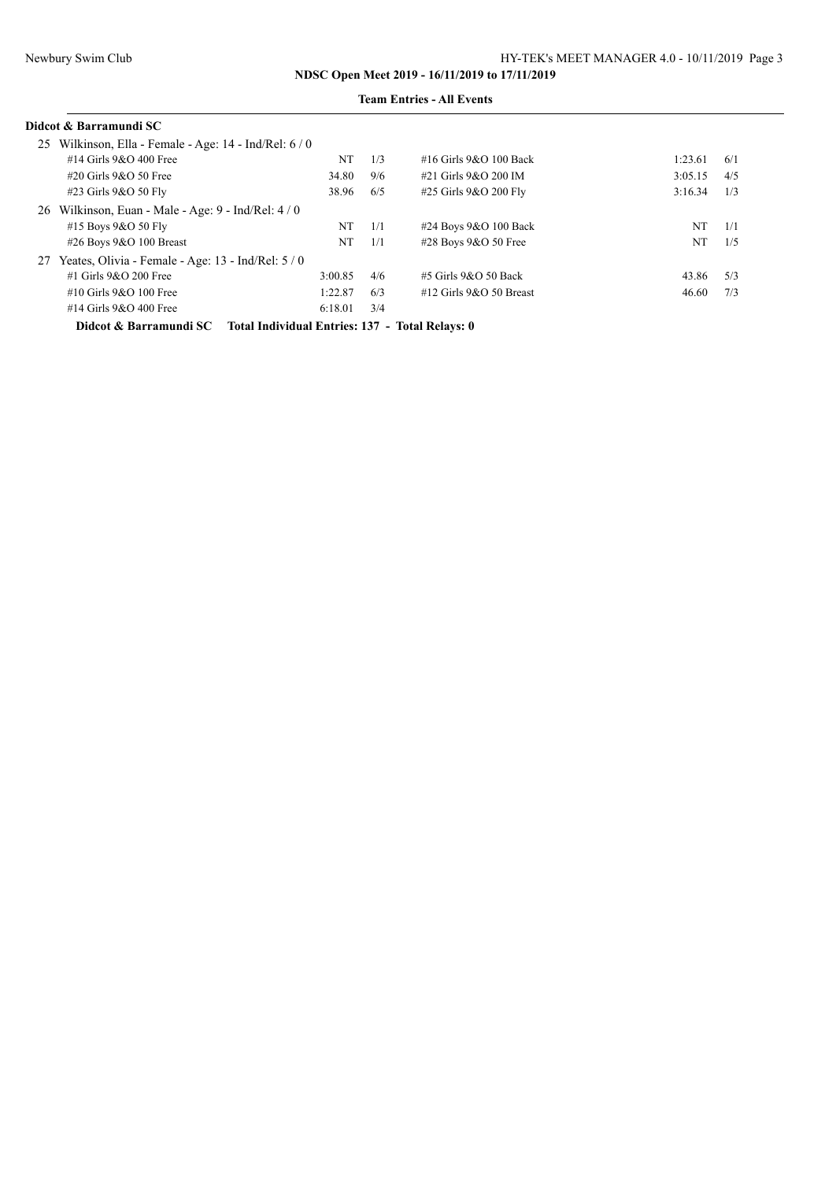## NDSC Open Meet 2019 - 16/11/2019 to 17/11/2019

### Team Entries - All Events

**Didcot & Barramundi SC**

25 Wilkinson, Ella - Female - Age: 14 - Ind/Rel: 6 / 0

| | | | | | |
|---|---|---|---|---|---|
| #14 Girls 9&O 400 Free | NT | 1/3 | #16 Girls 9&O 100 Back | 1:23.61 | 6/1 |
| #20 Girls 9&O 50 Free | 34.80 | 9/6 | #21 Girls 9&O 200 IM | 3:05.15 | 4/5 |
| #23 Girls 9&O 50 Fly | 38.96 | 6/5 | #25 Girls 9&O 200 Fly | 3:16.34 | 1/3 |

26 Wilkinson, Euan - Male - Age: 9 - Ind/Rel: 4 / 0

| | | | | | |
|---|---|---|---|---|---|
| #15 Boys 9&O 50 Fly | NT | 1/1 | #24 Boys 9&O 100 Back | NT | 1/1 |
| #26 Boys 9&O 100 Breast | NT | 1/1 | #28 Boys 9&O 50 Free | NT | 1/5 |

27 Yeates, Olivia - Female - Age: 13 - Ind/Rel: 5 / 0

| | | | | | |
|---|---|---|---|---|---|
| #1 Girls 9&O 200 Free | 3:00.85 | 4/6 | #5 Girls 9&O 50 Back | 43.86 | 5/3 |
| #10 Girls 9&O 100 Free | 1:22.87 | 6/3 | #12 Girls 9&O 50 Breast | 46.60 | 7/3 |
| #14 Girls 9&O 400 Free | 6:18.01 | 3/4 | | | |

**Didcot & Barramundi SC Total Individual Entries: 137 - Total Relays: 0**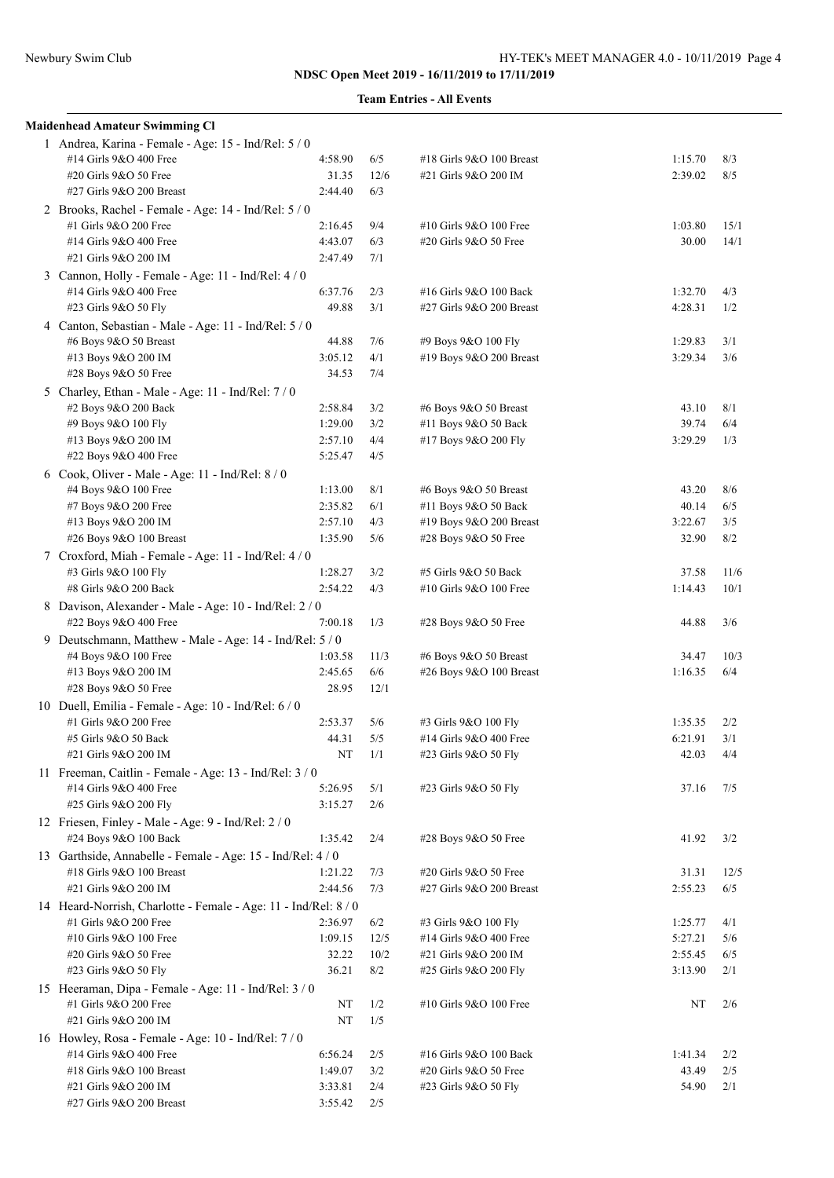**NDSC Open Meet 2019 - 16/11/2019 to 17/11/2019**

**Team Entries - All Events**

**Maidenhead Amateur Swimming Cl**

1 Andrea, Karina - Female - Age: 15 - Ind/Rel: 5 / 0

| | | | | | |
|---|---|---|---|---|---|
| #14 Girls 9&O 400 Free | 4:58.90 | 6/5 | #18 Girls 9&O 100 Breast | 1:15.70 | 8/3 |
| #20 Girls 9&O 50 Free | 31.35 | 12/6 | #21 Girls 9&O 200 IM | 2:39.02 | 8/5 |
| #27 Girls 9&O 200 Breast | 2:44.40 | 6/3 | | | |

2 Brooks, Rachel - Female - Age: 14 - Ind/Rel: 5 / 0

| | | | | | |
|---|---|---|---|---|---|
| #1 Girls 9&O 200 Free | 2:16.45 | 9/4 | #10 Girls 9&O 100 Free | 1:03.80 | 15/1 |
| #14 Girls 9&O 400 Free | 4:43.07 | 6/3 | #20 Girls 9&O 50 Free | 30.00 | 14/1 |
| #21 Girls 9&O 200 IM | 2:47.49 | 7/1 | | | |

3 Cannon, Holly - Female - Age: 11 - Ind/Rel: 4 / 0

| | | | | | |
|---|---|---|---|---|---|
| #14 Girls 9&O 400 Free | 6:37.76 | 2/3 | #16 Girls 9&O 100 Back | 1:32.70 | 4/3 |
| #23 Girls 9&O 50 Fly | 49.88 | 3/1 | #27 Girls 9&O 200 Breast | 4:28.31 | 1/2 |

4 Canton, Sebastian - Male - Age: 11 - Ind/Rel: 5 / 0

| | | | | | |
|---|---|---|---|---|---|
| #6 Boys 9&O 50 Breast | 44.88 | 7/6 | #9 Boys 9&O 100 Fly | 1:29.83 | 3/1 |
| #13 Boys 9&O 200 IM | 3:05.12 | 4/1 | #19 Boys 9&O 200 Breast | 3:29.34 | 3/6 |
| #28 Boys 9&O 50 Free | 34.53 | 7/4 | | | |

5 Charley, Ethan - Male - Age: 11 - Ind/Rel: 7 / 0

| | | | | | |
|---|---|---|---|---|---|
| #2 Boys 9&O 200 Back | 2:58.84 | 3/2 | #6 Boys 9&O 50 Breast | 43.10 | 8/1 |
| #9 Boys 9&O 100 Fly | 1:29.00 | 3/2 | #11 Boys 9&O 50 Back | 39.74 | 6/4 |
| #13 Boys 9&O 200 IM | 2:57.10 | 4/4 | #17 Boys 9&O 200 Fly | 3:29.29 | 1/3 |
| #22 Boys 9&O 400 Free | 5:25.47 | 4/5 | | | |

6 Cook, Oliver - Male - Age: 11 - Ind/Rel: 8 / 0

| | | | | | |
|---|---|---|---|---|---|
| #4 Boys 9&O 100 Free | 1:13.00 | 8/1 | #6 Boys 9&O 50 Breast | 43.20 | 8/6 |
| #7 Boys 9&O 200 Free | 2:35.82 | 6/1 | #11 Boys 9&O 50 Back | 40.14 | 6/5 |
| #13 Boys 9&O 200 IM | 2:57.10 | 4/3 | #19 Boys 9&O 200 Breast | 3:22.67 | 3/5 |
| #26 Boys 9&O 100 Breast | 1:35.90 | 5/6 | #28 Boys 9&O 50 Free | 32.90 | 8/2 |

7 Croxford, Miah - Female - Age: 11 - Ind/Rel: 4 / 0

| | | | | | |
|---|---|---|---|---|---|
| #3 Girls 9&O 100 Fly | 1:28.27 | 3/2 | #5 Girls 9&O 50 Back | 37.58 | 11/6 |
| #8 Girls 9&O 200 Back | 2:54.22 | 4/3 | #10 Girls 9&O 100 Free | 1:14.43 | 10/1 |

8 Davison, Alexander - Male - Age: 10 - Ind/Rel: 2 / 0

| | | | | | |
|---|---|---|---|---|---|
| #22 Boys 9&O 400 Free | 7:00.18 | 1/3 | #28 Boys 9&O 50 Free | 44.88 | 3/6 |

9 Deutschmann, Matthew - Male - Age: 14 - Ind/Rel: 5 / 0

| | | | | | |
|---|---|---|---|---|---|
| #4 Boys 9&O 100 Free | 1:03.58 | 11/3 | #6 Boys 9&O 50 Breast | 34.47 | 10/3 |
| #13 Boys 9&O 200 IM | 2:45.65 | 6/6 | #26 Boys 9&O 100 Breast | 1:16.35 | 6/4 |
| #28 Boys 9&O 50 Free | 28.95 | 12/1 | | | |

10 Duell, Emilia - Female - Age: 10 - Ind/Rel: 6 / 0

| | | | | | |
|---|---|---|---|---|---|
| #1 Girls 9&O 200 Free | 2:53.37 | 5/6 | #3 Girls 9&O 100 Fly | 1:35.35 | 2/2 |
| #5 Girls 9&O 50 Back | 44.31 | 5/5 | #14 Girls 9&O 400 Free | 6:21.91 | 3/1 |
| #21 Girls 9&O 200 IM | NT | 1/1 | #23 Girls 9&O 50 Fly | 42.03 | 4/4 |

11 Freeman, Caitlin - Female - Age: 13 - Ind/Rel: 3 / 0

| | | | | | |
|---|---|---|---|---|---|
| #14 Girls 9&O 400 Free | 5:26.95 | 5/1 | #23 Girls 9&O 50 Fly | 37.16 | 7/5 |
| #25 Girls 9&O 200 Fly | 3:15.27 | 2/6 | | | |

12 Friesen, Finley - Male - Age: 9 - Ind/Rel: 2 / 0

| | | | | | |
|---|---|---|---|---|---|
| #24 Boys 9&O 100 Back | 1:35.42 | 2/4 | #28 Boys 9&O 50 Free | 41.92 | 3/2 |

13 Garthside, Annabelle - Female - Age: 15 - Ind/Rel: 4 / 0

| | | | | | |
|---|---|---|---|---|---|
| #18 Girls 9&O 100 Breast | 1:21.22 | 7/3 | #20 Girls 9&O 50 Free | 31.31 | 12/5 |
| #21 Girls 9&O 200 IM | 2:44.56 | 7/3 | #27 Girls 9&O 200 Breast | 2:55.23 | 6/5 |

14 Heard-Norrish, Charlotte - Female - Age: 11 - Ind/Rel: 8 / 0

| | | | | | |
|---|---|---|---|---|---|
| #1 Girls 9&O 200 Free | 2:36.97 | 6/2 | #3 Girls 9&O 100 Fly | 1:25.77 | 4/1 |
| #10 Girls 9&O 100 Free | 1:09.15 | 12/5 | #14 Girls 9&O 400 Free | 5:27.21 | 5/6 |
| #20 Girls 9&O 50 Free | 32.22 | 10/2 | #21 Girls 9&O 200 IM | 2:55.45 | 6/5 |
| #23 Girls 9&O 50 Fly | 36.21 | 8/2 | #25 Girls 9&O 200 Fly | 3:13.90 | 2/1 |

15 Heeraman, Dipa - Female - Age: 11 - Ind/Rel: 3 / 0

| | | | | | |
|---|---|---|---|---|---|
| #1 Girls 9&O 200 Free | NT | 1/2 | #10 Girls 9&O 100 Free | NT | 2/6 |
| #21 Girls 9&O 200 IM | NT | 1/5 | | | |

16 Howley, Rosa - Female - Age: 10 - Ind/Rel: 7 / 0

| | | | | | |
|---|---|---|---|---|---|
| #14 Girls 9&O 400 Free | 6:56.24 | 2/5 | #16 Girls 9&O 100 Back | 1:41.34 | 2/2 |
| #18 Girls 9&O 100 Breast | 1:49.07 | 3/2 | #20 Girls 9&O 50 Free | 43.49 | 2/5 |
| #21 Girls 9&O 200 IM | 3:33.81 | 2/4 | #23 Girls 9&O 50 Fly | 54.90 | 2/1 |
| #27 Girls 9&O 200 Breast | 3:55.42 | 2/5 | | | |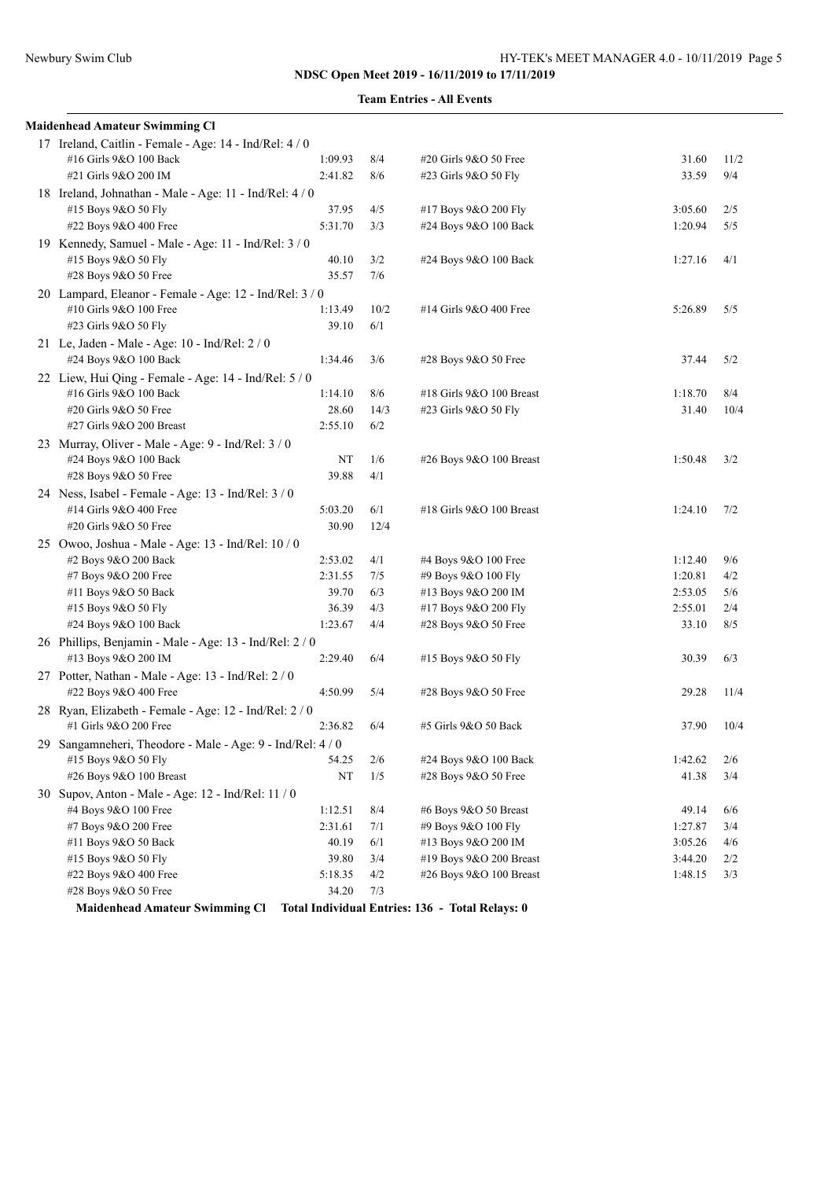**NDSC Open Meet 2019 - 16/11/2019 to 17/11/2019**

**Team Entries - All Events**

**Maidenhead Amateur Swimming Cl**

17 Ireland, Caitlin - Female - Age: 14 - Ind/Rel: 4 / 0

| | | | | | |
|---|---|---|---|---|---|
| #16 Girls 9&O 100 Back | 1:09.93 | 8/4 | #20 Girls 9&O 50 Free | 31.60 | 11/2 |
| #21 Girls 9&O 200 IM | 2:41.82 | 8/6 | #23 Girls 9&O 50 Fly | 33.59 | 9/4 |

18 Ireland, Johnathan - Male - Age: 11 - Ind/Rel: 4 / 0

| | | | | | |
|---|---|---|---|---|---|
| #15 Boys 9&O 50 Fly | 37.95 | 4/5 | #17 Boys 9&O 200 Fly | 3:05.60 | 2/5 |
| #22 Boys 9&O 400 Free | 5:31.70 | 3/3 | #24 Boys 9&O 100 Back | 1:20.94 | 5/5 |

19 Kennedy, Samuel - Male - Age: 11 - Ind/Rel: 3 / 0

| | | | | | |
|---|---|---|---|---|---|
| #15 Boys 9&O 50 Fly | 40.10 | 3/2 | #24 Boys 9&O 100 Back | 1:27.16 | 4/1 |
| #28 Boys 9&O 50 Free | 35.57 | 7/6 | | | |

20 Lampard, Eleanor - Female - Age: 12 - Ind/Rel: 3 / 0

| | | | | | |
|---|---|---|---|---|---|
| #10 Girls 9&O 100 Free | 1:13.49 | 10/2 | #14 Girls 9&O 400 Free | 5:26.89 | 5/5 |
| #23 Girls 9&O 50 Fly | 39.10 | 6/1 | | | |

21 Le, Jaden - Male - Age: 10 - Ind/Rel: 2 / 0

| | | | | | |
|---|---|---|---|---|---|
| #24 Boys 9&O 100 Back | 1:34.46 | 3/6 | #28 Boys 9&O 50 Free | 37.44 | 5/2 |

22 Liew, Hui Qing - Female - Age: 14 - Ind/Rel: 5 / 0

| | | | | | |
|---|---|---|---|---|---|
| #16 Girls 9&O 100 Back | 1:14.10 | 8/6 | #18 Girls 9&O 100 Breast | 1:18.70 | 8/4 |
| #20 Girls 9&O 50 Free | 28.60 | 14/3 | #23 Girls 9&O 50 Fly | 31.40 | 10/4 |
| #27 Girls 9&O 200 Breast | 2:55.10 | 6/2 | | | |

23 Murray, Oliver - Male - Age: 9 - Ind/Rel: 3 / 0

| | | | | | |
|---|---|---|---|---|---|
| #24 Boys 9&O 100 Back | NT | 1/6 | #26 Boys 9&O 100 Breast | 1:50.48 | 3/2 |
| #28 Boys 9&O 50 Free | 39.88 | 4/1 | | | |

24 Ness, Isabel - Female - Age: 13 - Ind/Rel: 3 / 0

| | | | | | |
|---|---|---|---|---|---|
| #14 Girls 9&O 400 Free | 5:03.20 | 6/1 | #18 Girls 9&O 100 Breast | 1:24.10 | 7/2 |
| #20 Girls 9&O 50 Free | 30.90 | 12/4 | | | |

25 Owoo, Joshua - Male - Age: 13 - Ind/Rel: 10 / 0

| | | | | | |
|---|---|---|---|---|---|
| #2 Boys 9&O 200 Back | 2:53.02 | 4/1 | #4 Boys 9&O 100 Free | 1:12.40 | 9/6 |
| #7 Boys 9&O 200 Free | 2:31.55 | 7/5 | #9 Boys 9&O 100 Fly | 1:20.81 | 4/2 |
| #11 Boys 9&O 50 Back | 39.70 | 6/3 | #13 Boys 9&O 200 IM | 2:53.05 | 5/6 |
| #15 Boys 9&O 50 Fly | 36.39 | 4/3 | #17 Boys 9&O 200 Fly | 2:55.01 | 2/4 |
| #24 Boys 9&O 100 Back | 1:23.67 | 4/4 | #28 Boys 9&O 50 Free | 33.10 | 8/5 |

26 Phillips, Benjamin - Male - Age: 13 - Ind/Rel: 2 / 0

| | | | | | |
|---|---|---|---|---|---|
| #13 Boys 9&O 200 IM | 2:29.40 | 6/4 | #15 Boys 9&O 50 Fly | 30.39 | 6/3 |

27 Potter, Nathan - Male - Age: 13 - Ind/Rel: 2 / 0

| | | | | | |
|---|---|---|---|---|---|
| #22 Boys 9&O 400 Free | 4:50.99 | 5/4 | #28 Boys 9&O 50 Free | 29.28 | 11/4 |

28 Ryan, Elizabeth - Female - Age: 12 - Ind/Rel: 2 / 0

| | | | | | |
|---|---|---|---|---|---|
| #1 Girls 9&O 200 Free | 2:36.82 | 6/4 | #5 Girls 9&O 50 Back | 37.90 | 10/4 |

29 Sangamneheri, Theodore - Male - Age: 9 - Ind/Rel: 4 / 0

| | | | | | |
|---|---|---|---|---|---|
| #15 Boys 9&O 50 Fly | 54.25 | 2/6 | #24 Boys 9&O 100 Back | 1:42.62 | 2/6 |
| #26 Boys 9&O 100 Breast | NT | 1/5 | #28 Boys 9&O 50 Free | 41.38 | 3/4 |

30 Supov, Anton - Male - Age: 12 - Ind/Rel: 11 / 0

| | | | | | |
|---|---|---|---|---|---|
| #4 Boys 9&O 100 Free | 1:12.51 | 8/4 | #6 Boys 9&O 50 Breast | 49.14 | 6/6 |
| #7 Boys 9&O 200 Free | 2:31.61 | 7/1 | #9 Boys 9&O 100 Fly | 1:27.87 | 3/4 |
| #11 Boys 9&O 50 Back | 40.19 | 6/1 | #13 Boys 9&O 200 IM | 3:05.26 | 4/6 |
| #15 Boys 9&O 50 Fly | 39.80 | 3/4 | #19 Boys 9&O 200 Breast | 3:44.20 | 2/2 |
| #22 Boys 9&O 400 Free | 5:18.35 | 4/2 | #26 Boys 9&O 100 Breast | 1:48.15 | 3/3 |
| #28 Boys 9&O 50 Free | 34.20 | 7/3 | | | |

**Maidenhead Amateur Swimming Cl Total Individual Entries: 136 - Total Relays: 0**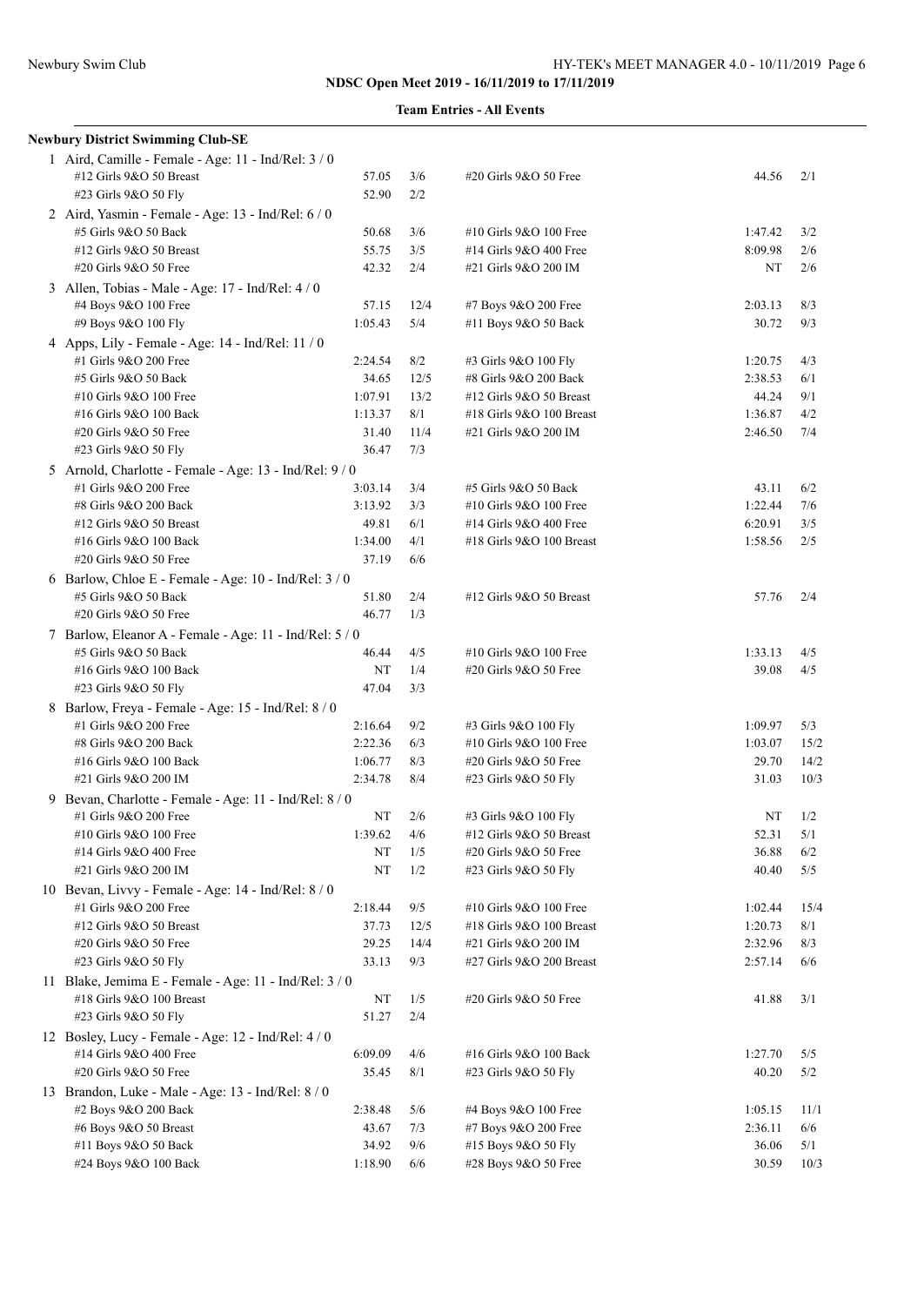**NDSC Open Meet 2019 - 16/11/2019 to 17/11/2019**

**Team Entries - All Events**

**Newbury District Swimming Club-SE**

1 Aird, Camille - Female - Age: 11 - Ind/Rel: 3 / 0

| | | | | | |
|---|---|---|---|---|---|
| #12 Girls 9&O 50 Breast | 57.05 | 3/6 | #20 Girls 9&O 50 Free | 44.56 | 2/1 |
| #23 Girls 9&O 50 Fly | 52.90 | 2/2 | | | |

2 Aird, Yasmin - Female - Age: 13 - Ind/Rel: 6 / 0

| | | | | | |
|---|---|---|---|---|---|
| #5 Girls 9&O 50 Back | 50.68 | 3/6 | #10 Girls 9&O 100 Free | 1:47.42 | 3/2 |
| #12 Girls 9&O 50 Breast | 55.75 | 3/5 | #14 Girls 9&O 400 Free | 8:09.98 | 2/6 |
| #20 Girls 9&O 50 Free | 42.32 | 2/4 | #21 Girls 9&O 200 IM | NT | 2/6 |

3 Allen, Tobias - Male - Age: 17 - Ind/Rel: 4 / 0

| | | | | | |
|---|---|---|---|---|---|
| #4 Boys 9&O 100 Free | 57.15 | 12/4 | #7 Boys 9&O 200 Free | 2:03.13 | 8/3 |
| #9 Boys 9&O 100 Fly | 1:05.43 | 5/4 | #11 Boys 9&O 50 Back | 30.72 | 9/3 |

4 Apps, Lily - Female - Age: 14 - Ind/Rel: 11 / 0

| | | | | | |
|---|---|---|---|---|---|
| #1 Girls 9&O 200 Free | 2:24.54 | 8/2 | #3 Girls 9&O 100 Fly | 1:20.75 | 4/3 |
| #5 Girls 9&O 50 Back | 34.65 | 12/5 | #8 Girls 9&O 200 Back | 2:38.53 | 6/1 |
| #10 Girls 9&O 100 Free | 1:07.91 | 13/2 | #12 Girls 9&O 50 Breast | 44.24 | 9/1 |
| #16 Girls 9&O 100 Back | 1:13.37 | 8/1 | #18 Girls 9&O 100 Breast | 1:36.87 | 4/2 |
| #20 Girls 9&O 50 Free | 31.40 | 11/4 | #21 Girls 9&O 200 IM | 2:46.50 | 7/4 |
| #23 Girls 9&O 50 Fly | 36.47 | 7/3 | | | |

5 Arnold, Charlotte - Female - Age: 13 - Ind/Rel: 9 / 0

| | | | | | |
|---|---|---|---|---|---|
| #1 Girls 9&O 200 Free | 3:03.14 | 3/4 | #5 Girls 9&O 50 Back | 43.11 | 6/2 |
| #8 Girls 9&O 200 Back | 3:13.92 | 3/3 | #10 Girls 9&O 100 Free | 1:22.44 | 7/6 |
| #12 Girls 9&O 50 Breast | 49.81 | 6/1 | #14 Girls 9&O 400 Free | 6:20.91 | 3/5 |
| #16 Girls 9&O 100 Back | 1:34.00 | 4/1 | #18 Girls 9&O 100 Breast | 1:58.56 | 2/5 |
| #20 Girls 9&O 50 Free | 37.19 | 6/6 | | | |

6 Barlow, Chloe E - Female - Age: 10 - Ind/Rel: 3 / 0

| | | | | | |
|---|---|---|---|---|---|
| #5 Girls 9&O 50 Back | 51.80 | 2/4 | #12 Girls 9&O 50 Breast | 57.76 | 2/4 |
| #20 Girls 9&O 50 Free | 46.77 | 1/3 | | | |

7 Barlow, Eleanor A - Female - Age: 11 - Ind/Rel: 5 / 0

| | | | | | |
|---|---|---|---|---|---|
| #5 Girls 9&O 50 Back | 46.44 | 4/5 | #10 Girls 9&O 100 Free | 1:33.13 | 4/5 |
| #16 Girls 9&O 100 Back | NT | 1/4 | #20 Girls 9&O 50 Free | 39.08 | 4/5 |
| #23 Girls 9&O 50 Fly | 47.04 | 3/3 | | | |

8 Barlow, Freya - Female - Age: 15 - Ind/Rel: 8 / 0

| | | | | | |
|---|---|---|---|---|---|
| #1 Girls 9&O 200 Free | 2:16.64 | 9/2 | #3 Girls 9&O 100 Fly | 1:09.97 | 5/3 |
| #8 Girls 9&O 200 Back | 2:22.36 | 6/3 | #10 Girls 9&O 100 Free | 1:03.07 | 15/2 |
| #16 Girls 9&O 100 Back | 1:06.77 | 8/3 | #20 Girls 9&O 50 Free | 29.70 | 14/2 |
| #21 Girls 9&O 200 IM | 2:34.78 | 8/4 | #23 Girls 9&O 50 Fly | 31.03 | 10/3 |

9 Bevan, Charlotte - Female - Age: 11 - Ind/Rel: 8 / 0

| | | | | | |
|---|---|---|---|---|---|
| #1 Girls 9&O 200 Free | NT | 2/6 | #3 Girls 9&O 100 Fly | NT | 1/2 |
| #10 Girls 9&O 100 Free | 1:39.62 | 4/6 | #12 Girls 9&O 50 Breast | 52.31 | 5/1 |
| #14 Girls 9&O 400 Free | NT | 1/5 | #20 Girls 9&O 50 Free | 36.88 | 6/2 |
| #21 Girls 9&O 200 IM | NT | 1/2 | #23 Girls 9&O 50 Fly | 40.40 | 5/5 |

10 Bevan, Livvy - Female - Age: 14 - Ind/Rel: 8 / 0

| | | | | | |
|---|---|---|---|---|---|
| #1 Girls 9&O 200 Free | 2:18.44 | 9/5 | #10 Girls 9&O 100 Free | 1:02.44 | 15/4 |
| #12 Girls 9&O 50 Breast | 37.73 | 12/5 | #18 Girls 9&O 100 Breast | 1:20.73 | 8/1 |
| #20 Girls 9&O 50 Free | 29.25 | 14/4 | #21 Girls 9&O 200 IM | 2:32.96 | 8/3 |
| #23 Girls 9&O 50 Fly | 33.13 | 9/3 | #27 Girls 9&O 200 Breast | 2:57.14 | 6/6 |

11 Blake, Jemima E - Female - Age: 11 - Ind/Rel: 3 / 0

| | | | | | |
|---|---|---|---|---|---|
| #18 Girls 9&O 100 Breast | NT | 1/5 | #20 Girls 9&O 50 Free | 41.88 | 3/1 |
| #23 Girls 9&O 50 Fly | 51.27 | 2/4 | | | |

12 Bosley, Lucy - Female - Age: 12 - Ind/Rel: 4 / 0

| | | | | | |
|---|---|---|---|---|---|
| #14 Girls 9&O 400 Free | 6:09.09 | 4/6 | #16 Girls 9&O 100 Back | 1:27.70 | 5/5 |
| #20 Girls 9&O 50 Free | 35.45 | 8/1 | #23 Girls 9&O 50 Fly | 40.20 | 5/2 |

13 Brandon, Luke - Male - Age: 13 - Ind/Rel: 8 / 0

| | | | | | |
|---|---|---|---|---|---|
| #2 Boys 9&O 200 Back | 2:38.48 | 5/6 | #4 Boys 9&O 100 Free | 1:05.15 | 11/1 |
| #6 Boys 9&O 50 Breast | 43.67 | 7/3 | #7 Boys 9&O 200 Free | 2:36.11 | 6/6 |
| #11 Boys 9&O 50 Back | 34.92 | 9/6 | #15 Boys 9&O 50 Fly | 36.06 | 5/1 |
| #24 Boys 9&O 100 Back | 1:18.90 | 6/6 | #28 Boys 9&O 50 Free | 30.59 | 10/3 |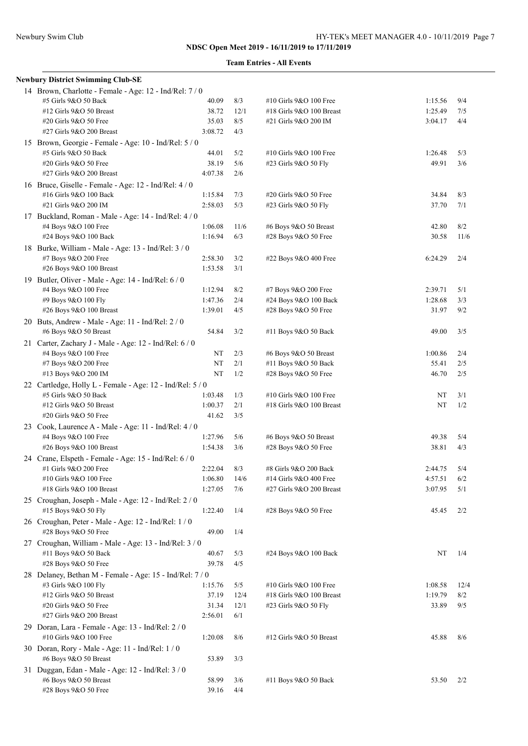**NDSC Open Meet 2019 - 16/11/2019 to 17/11/2019**

**Team Entries - All Events**

**Newbury District Swimming Club-SE**

14 Brown, Charlotte - Female - Age: 12 - Ind/Rel: 7 / 0

| | | | | | |
|---|---|---|---|---|---|
| #5 Girls 9&O 50 Back | 40.09 | 8/3 | #10 Girls 9&O 100 Free | 1:15.56 | 9/4 |
| #12 Girls 9&O 50 Breast | 38.72 | 12/1 | #18 Girls 9&O 100 Breast | 1:25.49 | 7/5 |
| #20 Girls 9&O 50 Free | 35.03 | 8/5 | #21 Girls 9&O 200 IM | 3:04.17 | 4/4 |
| #27 Girls 9&O 200 Breast | 3:08.72 | 4/3 | | | |

15 Brown, Georgie - Female - Age: 10 - Ind/Rel: 5 / 0

| | | | | | |
|---|---|---|---|---|---|
| #5 Girls 9&O 50 Back | 44.01 | 5/2 | #10 Girls 9&O 100 Free | 1:26.48 | 5/3 |
| #20 Girls 9&O 50 Free | 38.19 | 5/6 | #23 Girls 9&O 50 Fly | 49.91 | 3/6 |
| #27 Girls 9&O 200 Breast | 4:07.38 | 2/6 | | | |

16 Bruce, Giselle - Female - Age: 12 - Ind/Rel: 4 / 0

| | | | | | |
|---|---|---|---|---|---|
| #16 Girls 9&O 100 Back | 1:15.84 | 7/3 | #20 Girls 9&O 50 Free | 34.84 | 8/3 |
| #21 Girls 9&O 200 IM | 2:58.03 | 5/3 | #23 Girls 9&O 50 Fly | 37.70 | 7/1 |

17 Buckland, Roman - Male - Age: 14 - Ind/Rel: 4 / 0

| | | | | | |
|---|---|---|---|---|---|
| #4 Boys 9&O 100 Free | 1:06.08 | 11/6 | #6 Boys 9&O 50 Breast | 42.80 | 8/2 |
| #24 Boys 9&O 100 Back | 1:16.94 | 6/3 | #28 Boys 9&O 50 Free | 30.58 | 11/6 |

18 Burke, William - Male - Age: 13 - Ind/Rel: 3 / 0

| | | | | | |
|---|---|---|---|---|---|
| #7 Boys 9&O 200 Free | 2:58.30 | 3/2 | #22 Boys 9&O 400 Free | 6:24.29 | 2/4 |
| #26 Boys 9&O 100 Breast | 1:53.58 | 3/1 | | | |

19 Butler, Oliver - Male - Age: 14 - Ind/Rel: 6 / 0

| | | | | | |
|---|---|---|---|---|---|
| #4 Boys 9&O 100 Free | 1:12.94 | 8/2 | #7 Boys 9&O 200 Free | 2:39.71 | 5/1 |
| #9 Boys 9&O 100 Fly | 1:47.36 | 2/4 | #24 Boys 9&O 100 Back | 1:28.68 | 3/3 |
| #26 Boys 9&O 100 Breast | 1:39.01 | 4/5 | #28 Boys 9&O 50 Free | 31.97 | 9/2 |

20 Buts, Andrew - Male - Age: 11 - Ind/Rel: 2 / 0

| | | | | | |
|---|---|---|---|---|---|
| #6 Boys 9&O 50 Breast | 54.84 | 3/2 | #11 Boys 9&O 50 Back | 49.00 | 3/5 |

21 Carter, Zachary J - Male - Age: 12 - Ind/Rel: 6 / 0

| | | | | | |
|---|---|---|---|---|---|
| #4 Boys 9&O 100 Free | NT | 2/3 | #6 Boys 9&O 50 Breast | 1:00.86 | 2/4 |
| #7 Boys 9&O 200 Free | NT | 2/1 | #11 Boys 9&O 50 Back | 55.41 | 2/5 |
| #13 Boys 9&O 200 IM | NT | 1/2 | #28 Boys 9&O 50 Free | 46.70 | 2/5 |

22 Cartledge, Holly L - Female - Age: 12 - Ind/Rel: 5 / 0

| | | | | | |
|---|---|---|---|---|---|
| #5 Girls 9&O 50 Back | 1:03.48 | 1/3 | #10 Girls 9&O 100 Free | NT | 3/1 |
| #12 Girls 9&O 50 Breast | 1:00.37 | 2/1 | #18 Girls 9&O 100 Breast | NT | 1/2 |
| #20 Girls 9&O 50 Free | 41.62 | 3/5 | | | |

23 Cook, Laurence A - Male - Age: 11 - Ind/Rel: 4 / 0

| | | | | | |
|---|---|---|---|---|---|
| #4 Boys 9&O 100 Free | 1:27.96 | 5/6 | #6 Boys 9&O 50 Breast | 49.38 | 5/4 |
| #26 Boys 9&O 100 Breast | 1:54.38 | 3/6 | #28 Boys 9&O 50 Free | 38.81 | 4/3 |

24 Crane, Elspeth - Female - Age: 15 - Ind/Rel: 6 / 0

| | | | | | |
|---|---|---|---|---|---|
| #1 Girls 9&O 200 Free | 2:22.04 | 8/3 | #8 Girls 9&O 200 Back | 2:44.75 | 5/4 |
| #10 Girls 9&O 100 Free | 1:06.80 | 14/6 | #14 Girls 9&O 400 Free | 4:57.51 | 6/2 |
| #18 Girls 9&O 100 Breast | 1:27.05 | 7/6 | #27 Girls 9&O 200 Breast | 3:07.95 | 5/1 |

25 Croughan, Joseph - Male - Age: 12 - Ind/Rel: 2 / 0

| | | | | | |
|---|---|---|---|---|---|
| #15 Boys 9&O 50 Fly | 1:22.40 | 1/4 | #28 Boys 9&O 50 Free | 45.45 | 2/2 |

26 Croughan, Peter - Male - Age: 12 - Ind/Rel: 1 / 0

| | | | | | |
|---|---|---|---|---|---|
| #28 Boys 9&O 50 Free | 49.00 | 1/4 | | | |

27 Croughan, William - Male - Age: 13 - Ind/Rel: 3 / 0

| | | | | | |
|---|---|---|---|---|---|
| #11 Boys 9&O 50 Back | 40.67 | 5/3 | #24 Boys 9&O 100 Back | NT | 1/4 |
| #28 Boys 9&O 50 Free | 39.78 | 4/5 | | | |

28 Delaney, Bethan M - Female - Age: 15 - Ind/Rel: 7 / 0

| | | | | | |
|---|---|---|---|---|---|
| #3 Girls 9&O 100 Fly | 1:15.76 | 5/5 | #10 Girls 9&O 100 Free | 1:08.58 | 12/4 |
| #12 Girls 9&O 50 Breast | 37.19 | 12/4 | #18 Girls 9&O 100 Breast | 1:19.79 | 8/2 |
| #20 Girls 9&O 50 Free | 31.34 | 12/1 | #23 Girls 9&O 50 Fly | 33.89 | 9/5 |
| #27 Girls 9&O 200 Breast | 2:56.01 | 6/1 | | | |

29 Doran, Lara - Female - Age: 13 - Ind/Rel: 2 / 0

| | | | | | |
|---|---|---|---|---|---|
| #10 Girls 9&O 100 Free | 1:20.08 | 8/6 | #12 Girls 9&O 50 Breast | 45.88 | 8/6 |

30 Doran, Rory - Male - Age: 11 - Ind/Rel: 1 / 0

| | | | | | |
|---|---|---|---|---|---|
| #6 Boys 9&O 50 Breast | 53.89 | 3/3 | | | |

31 Duggan, Edan - Male - Age: 12 - Ind/Rel: 3 / 0

| | | | | | |
|---|---|---|---|---|---|
| #6 Boys 9&O 50 Breast | 58.99 | 3/6 | #11 Boys 9&O 50 Back | 53.50 | 2/2 |
| #28 Boys 9&O 50 Free | 39.16 | 4/4 | | | |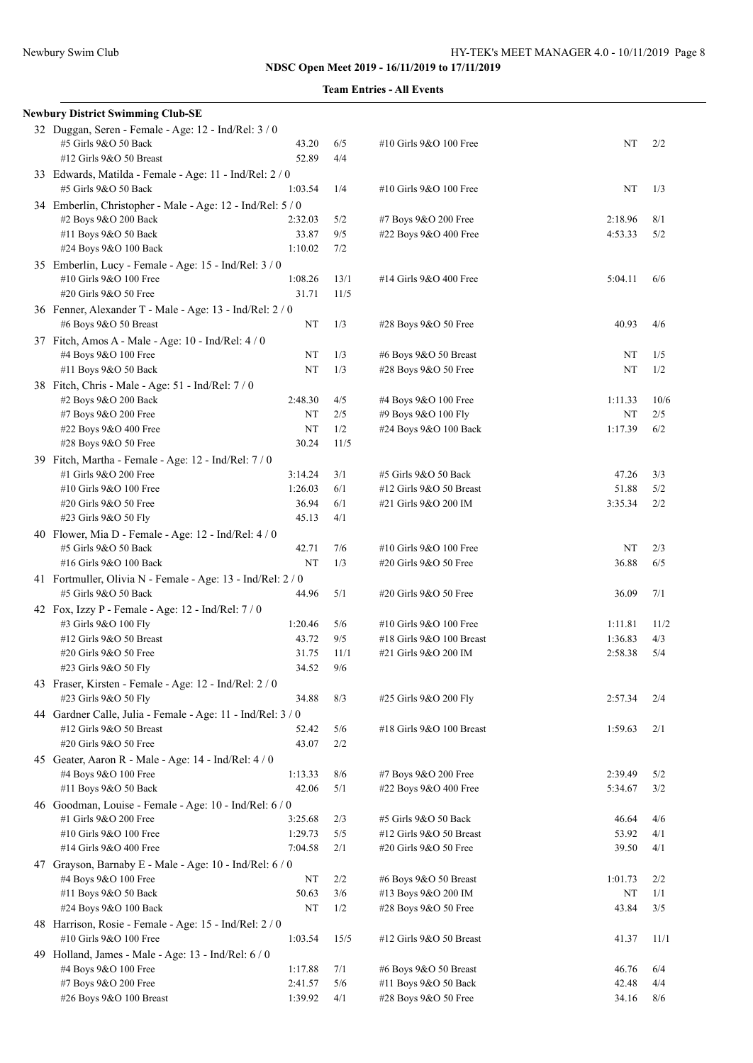## NDSC Open Meet 2019 - 16/11/2019 to 17/11/2019

### Team Entries - All Events

**Newbury District Swimming Club-SE**

32 Duggan, Seren - Female - Age: 12 - Ind/Rel: 3 / 0

| | | | | | |
|---|---|---|---|---|---|
| #5 Girls 9&O 50 Back | 43.20 | 6/5 | #10 Girls 9&O 100 Free | NT | 2/2 |
| #12 Girls 9&O 50 Breast | 52.89 | 4/4 | | | |

33 Edwards, Matilda - Female - Age: 11 - Ind/Rel: 2 / 0

| | | | | | |
|---|---|---|---|---|---|
| #5 Girls 9&O 50 Back | 1:03.54 | 1/4 | #10 Girls 9&O 100 Free | NT | 1/3 |

34 Emberlin, Christopher - Male - Age: 12 - Ind/Rel: 5 / 0

| | | | | | |
|---|---|---|---|---|---|
| #2 Boys 9&O 200 Back | 2:32.03 | 5/2 | #7 Boys 9&O 200 Free | 2:18.96 | 8/1 |
| #11 Boys 9&O 50 Back | 33.87 | 9/5 | #22 Boys 9&O 400 Free | 4:53.33 | 5/2 |
| #24 Boys 9&O 100 Back | 1:10.02 | 7/2 | | | |

35 Emberlin, Lucy - Female - Age: 15 - Ind/Rel: 3 / 0

| | | | | | |
|---|---|---|---|---|---|
| #10 Girls 9&O 100 Free | 1:08.26 | 13/1 | #14 Girls 9&O 400 Free | 5:04.11 | 6/6 |
| #20 Girls 9&O 50 Free | 31.71 | 11/5 | | | |

36 Fenner, Alexander T - Male - Age: 13 - Ind/Rel: 2 / 0

| | | | | | |
|---|---|---|---|---|---|
| #6 Boys 9&O 50 Breast | NT | 1/3 | #28 Boys 9&O 50 Free | 40.93 | 4/6 |

37 Fitch, Amos A - Male - Age: 10 - Ind/Rel: 4 / 0

| | | | | | |
|---|---|---|---|---|---|
| #4 Boys 9&O 100 Free | NT | 1/3 | #6 Boys 9&O 50 Breast | NT | 1/5 |
| #11 Boys 9&O 50 Back | NT | 1/3 | #28 Boys 9&O 50 Free | NT | 1/2 |

38 Fitch, Chris - Male - Age: 51 - Ind/Rel: 7 / 0

| | | | | | |
|---|---|---|---|---|---|
| #2 Boys 9&O 200 Back | 2:48.30 | 4/5 | #4 Boys 9&O 100 Free | 1:11.33 | 10/6 |
| #7 Boys 9&O 200 Free | NT | 2/5 | #9 Boys 9&O 100 Fly | NT | 2/5 |
| #22 Boys 9&O 400 Free | NT | 1/2 | #24 Boys 9&O 100 Back | 1:17.39 | 6/2 |
| #28 Boys 9&O 50 Free | 30.24 | 11/5 | | | |

39 Fitch, Martha - Female - Age: 12 - Ind/Rel: 7 / 0

| | | | | | |
|---|---|---|---|---|---|
| #1 Girls 9&O 200 Free | 3:14.24 | 3/1 | #5 Girls 9&O 50 Back | 47.26 | 3/3 |
| #10 Girls 9&O 100 Free | 1:26.03 | 6/1 | #12 Girls 9&O 50 Breast | 51.88 | 5/2 |
| #20 Girls 9&O 50 Free | 36.94 | 6/1 | #21 Girls 9&O 200 IM | 3:35.34 | 2/2 |
| #23 Girls 9&O 50 Fly | 45.13 | 4/1 | | | |

40 Flower, Mia D - Female - Age: 12 - Ind/Rel: 4 / 0

| | | | | | |
|---|---|---|---|---|---|
| #5 Girls 9&O 50 Back | 42.71 | 7/6 | #10 Girls 9&O 100 Free | NT | 2/3 |
| #16 Girls 9&O 100 Back | NT | 1/3 | #20 Girls 9&O 50 Free | 36.88 | 6/5 |

41 Fortmuller, Olivia N - Female - Age: 13 - Ind/Rel: 2 / 0

| | | | | | |
|---|---|---|---|---|---|
| #5 Girls 9&O 50 Back | 44.96 | 5/1 | #20 Girls 9&O 50 Free | 36.09 | 7/1 |

42 Fox, Izzy P - Female - Age: 12 - Ind/Rel: 7 / 0

| | | | | | |
|---|---|---|---|---|---|
| #3 Girls 9&O 100 Fly | 1:20.46 | 5/6 | #10 Girls 9&O 100 Free | 1:11.81 | 11/2 |
| #12 Girls 9&O 50 Breast | 43.72 | 9/5 | #18 Girls 9&O 100 Breast | 1:36.83 | 4/3 |
| #20 Girls 9&O 50 Free | 31.75 | 11/1 | #21 Girls 9&O 200 IM | 2:58.38 | 5/4 |
| #23 Girls 9&O 50 Fly | 34.52 | 9/6 | | | |

43 Fraser, Kirsten - Female - Age: 12 - Ind/Rel: 2 / 0

| | | | | | |
|---|---|---|---|---|---|
| #23 Girls 9&O 50 Fly | 34.88 | 8/3 | #25 Girls 9&O 200 Fly | 2:57.34 | 2/4 |

44 Gardner Calle, Julia - Female - Age: 11 - Ind/Rel: 3 / 0

| | | | | | |
|---|---|---|---|---|---|
| #12 Girls 9&O 50 Breast | 52.42 | 5/6 | #18 Girls 9&O 100 Breast | 1:59.63 | 2/1 |
| #20 Girls 9&O 50 Free | 43.07 | 2/2 | | | |

45 Geater, Aaron R - Male - Age: 14 - Ind/Rel: 4 / 0

| | | | | | |
|---|---|---|---|---|---|
| #4 Boys 9&O 100 Free | 1:13.33 | 8/6 | #7 Boys 9&O 200 Free | 2:39.49 | 5/2 |
| #11 Boys 9&O 50 Back | 42.06 | 5/1 | #22 Boys 9&O 400 Free | 5:34.67 | 3/2 |

46 Goodman, Louise - Female - Age: 10 - Ind/Rel: 6 / 0

| | | | | | |
|---|---|---|---|---|---|
| #1 Girls 9&O 200 Free | 3:25.68 | 2/3 | #5 Girls 9&O 50 Back | 46.64 | 4/6 |
| #10 Girls 9&O 100 Free | 1:29.73 | 5/5 | #12 Girls 9&O 50 Breast | 53.92 | 4/1 |
| #14 Girls 9&O 400 Free | 7:04.58 | 2/1 | #20 Girls 9&O 50 Free | 39.50 | 4/1 |

47 Grayson, Barnaby E - Male - Age: 10 - Ind/Rel: 6 / 0

| | | | | | |
|---|---|---|---|---|---|
| #4 Boys 9&O 100 Free | NT | 2/2 | #6 Boys 9&O 50 Breast | 1:01.73 | 2/2 |
| #11 Boys 9&O 50 Back | 50.63 | 3/6 | #13 Boys 9&O 200 IM | NT | 1/1 |
| #24 Boys 9&O 100 Back | NT | 1/2 | #28 Boys 9&O 50 Free | 43.84 | 3/5 |

48 Harrison, Rosie - Female - Age: 15 - Ind/Rel: 2 / 0

| | | | | | |
|---|---|---|---|---|---|
| #10 Girls 9&O 100 Free | 1:03.54 | 15/5 | #12 Girls 9&O 50 Breast | 41.37 | 11/1 |

49 Holland, James - Male - Age: 13 - Ind/Rel: 6 / 0

| | | | | | |
|---|---|---|---|---|---|
| #4 Boys 9&O 100 Free | 1:17.88 | 7/1 | #6 Boys 9&O 50 Breast | 46.76 | 6/4 |
| #7 Boys 9&O 200 Free | 2:41.57 | 5/6 | #11 Boys 9&O 50 Back | 42.48 | 4/4 |
| #26 Boys 9&O 100 Breast | 1:39.92 | 4/1 | #28 Boys 9&O 50 Free | 34.16 | 8/6 |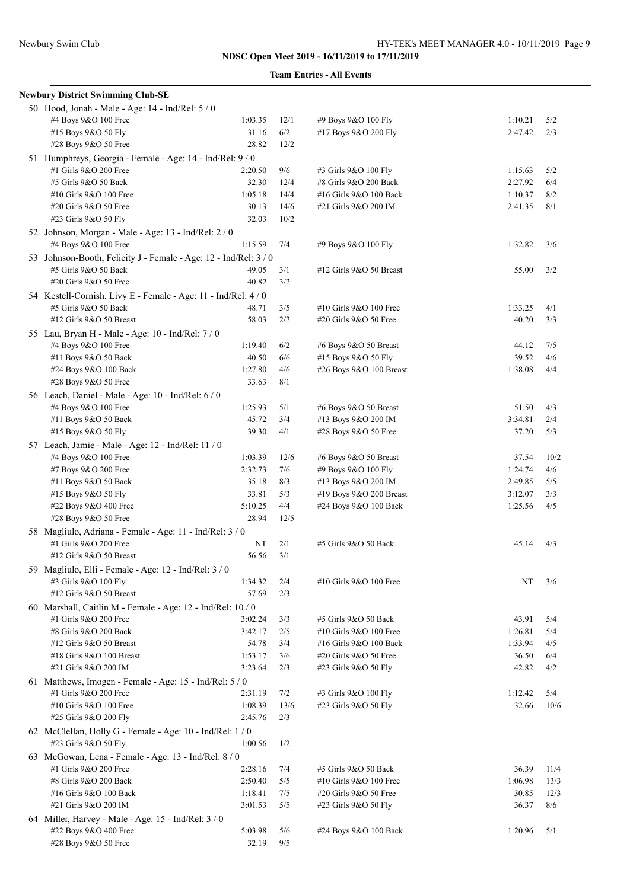**NDSC Open Meet 2019 - 16/11/2019 to 17/11/2019**

**Team Entries - All Events**

**Newbury District Swimming Club-SE**

50 Hood, Jonah - Male - Age: 14 - Ind/Rel: 5 / 0

| Event | Time | Heat/Lane | Event | Time | Heat/Lane |
|---|---|---|---|---|---|
| #4 Boys 9&O 100 Free | 1:03.35 | 12/1 | #9 Boys 9&O 100 Fly | 1:10.21 | 5/2 |
| #15 Boys 9&O 50 Fly | 31.16 | 6/2 | #17 Boys 9&O 200 Fly | 2:47.42 | 2/3 |
| #28 Boys 9&O 50 Free | 28.82 | 12/2 | | | |

51 Humphreys, Georgia - Female - Age: 14 - Ind/Rel: 9 / 0

| Event | Time | Heat/Lane | Event | Time | Heat/Lane |
|---|---|---|---|---|---|
| #1 Girls 9&O 200 Free | 2:20.50 | 9/6 | #3 Girls 9&O 100 Fly | 1:15.63 | 5/2 |
| #5 Girls 9&O 50 Back | 32.30 | 12/4 | #8 Girls 9&O 200 Back | 2:27.92 | 6/4 |
| #10 Girls 9&O 100 Free | 1:05.18 | 14/4 | #16 Girls 9&O 100 Back | 1:10.37 | 8/2 |
| #20 Girls 9&O 50 Free | 30.13 | 14/6 | #21 Girls 9&O 200 IM | 2:41.35 | 8/1 |
| #23 Girls 9&O 50 Fly | 32.03 | 10/2 | | | |

52 Johnson, Morgan - Male - Age: 13 - Ind/Rel: 2 / 0

| Event | Time | Heat/Lane | Event | Time | Heat/Lane |
|---|---|---|---|---|---|
| #4 Boys 9&O 100 Free | 1:15.59 | 7/4 | #9 Boys 9&O 100 Fly | 1:32.82 | 3/6 |

53 Johnson-Booth, Felicity J - Female - Age: 12 - Ind/Rel: 3 / 0

| Event | Time | Heat/Lane | Event | Time | Heat/Lane |
|---|---|---|---|---|---|
| #5 Girls 9&O 50 Back | 49.05 | 3/1 | #12 Girls 9&O 50 Breast | 55.00 | 3/2 |
| #20 Girls 9&O 50 Free | 40.82 | 3/2 | | | |

54 Kestell-Cornish, Livy E - Female - Age: 11 - Ind/Rel: 4 / 0

| Event | Time | Heat/Lane | Event | Time | Heat/Lane |
|---|---|---|---|---|---|
| #5 Girls 9&O 50 Back | 48.71 | 3/5 | #10 Girls 9&O 100 Free | 1:33.25 | 4/1 |
| #12 Girls 9&O 50 Breast | 58.03 | 2/2 | #20 Girls 9&O 50 Free | 40.20 | 3/3 |

55 Lau, Bryan H - Male - Age: 10 - Ind/Rel: 7 / 0

| Event | Time | Heat/Lane | Event | Time | Heat/Lane |
|---|---|---|---|---|---|
| #4 Boys 9&O 100 Free | 1:19.40 | 6/2 | #6 Boys 9&O 50 Breast | 44.12 | 7/5 |
| #11 Boys 9&O 50 Back | 40.50 | 6/6 | #15 Boys 9&O 50 Fly | 39.52 | 4/6 |
| #24 Boys 9&O 100 Back | 1:27.80 | 4/6 | #26 Boys 9&O 100 Breast | 1:38.08 | 4/4 |
| #28 Boys 9&O 50 Free | 33.63 | 8/1 | | | |

56 Leach, Daniel - Male - Age: 10 - Ind/Rel: 6 / 0

| Event | Time | Heat/Lane | Event | Time | Heat/Lane |
|---|---|---|---|---|---|
| #4 Boys 9&O 100 Free | 1:25.93 | 5/1 | #6 Boys 9&O 50 Breast | 51.50 | 4/3 |
| #11 Boys 9&O 50 Back | 45.72 | 3/4 | #13 Boys 9&O 200 IM | 3:34.81 | 2/4 |
| #15 Boys 9&O 50 Fly | 39.30 | 4/1 | #28 Boys 9&O 50 Free | 37.20 | 5/3 |

57 Leach, Jamie - Male - Age: 12 - Ind/Rel: 11 / 0

| Event | Time | Heat/Lane | Event | Time | Heat/Lane |
|---|---|---|---|---|---|
| #4 Boys 9&O 100 Free | 1:03.39 | 12/6 | #6 Boys 9&O 50 Breast | 37.54 | 10/2 |
| #7 Boys 9&O 200 Free | 2:32.73 | 7/6 | #9 Boys 9&O 100 Fly | 1:24.74 | 4/6 |
| #11 Boys 9&O 50 Back | 35.18 | 8/3 | #13 Boys 9&O 200 IM | 2:49.85 | 5/5 |
| #15 Boys 9&O 50 Fly | 33.81 | 5/3 | #19 Boys 9&O 200 Breast | 3:12.07 | 3/3 |
| #22 Boys 9&O 400 Free | 5:10.25 | 4/4 | #24 Boys 9&O 100 Back | 1:25.56 | 4/5 |
| #28 Boys 9&O 50 Free | 28.94 | 12/5 | | | |

58 Magliulo, Adriana - Female - Age: 11 - Ind/Rel: 3 / 0

| Event | Time | Heat/Lane | Event | Time | Heat/Lane |
|---|---|---|---|---|---|
| #1 Girls 9&O 200 Free | NT | 2/1 | #5 Girls 9&O 50 Back | 45.14 | 4/3 |
| #12 Girls 9&O 50 Breast | 56.56 | 3/1 | | | |

59 Magliulo, Elli - Female - Age: 12 - Ind/Rel: 3 / 0

| Event | Time | Heat/Lane | Event | Time | Heat/Lane |
|---|---|---|---|---|---|
| #3 Girls 9&O 100 Fly | 1:34.32 | 2/4 | #10 Girls 9&O 100 Free | NT | 3/6 |
| #12 Girls 9&O 50 Breast | 57.69 | 2/3 | | | |

60 Marshall, Caitlin M - Female - Age: 12 - Ind/Rel: 10 / 0

| Event | Time | Heat/Lane | Event | Time | Heat/Lane |
|---|---|---|---|---|---|
| #1 Girls 9&O 200 Free | 3:02.24 | 3/3 | #5 Girls 9&O 50 Back | 43.91 | 5/4 |
| #8 Girls 9&O 200 Back | 3:42.17 | 2/5 | #10 Girls 9&O 100 Free | 1:26.81 | 5/4 |
| #12 Girls 9&O 50 Breast | 54.78 | 3/4 | #16 Girls 9&O 100 Back | 1:33.94 | 4/5 |
| #18 Girls 9&O 100 Breast | 1:53.17 | 3/6 | #20 Girls 9&O 50 Free | 36.50 | 6/4 |
| #21 Girls 9&O 200 IM | 3:23.64 | 2/3 | #23 Girls 9&O 50 Fly | 42.82 | 4/2 |

61 Matthews, Imogen - Female - Age: 15 - Ind/Rel: 5 / 0

| Event | Time | Heat/Lane | Event | Time | Heat/Lane |
|---|---|---|---|---|---|
| #1 Girls 9&O 200 Free | 2:31.19 | 7/2 | #3 Girls 9&O 100 Fly | 1:12.42 | 5/4 |
| #10 Girls 9&O 100 Free | 1:08.39 | 13/6 | #23 Girls 9&O 50 Fly | 32.66 | 10/6 |
| #25 Girls 9&O 200 Fly | 2:45.76 | 2/3 | | | |

62 McClellan, Holly G - Female - Age: 10 - Ind/Rel: 1 / 0

| Event | Time | Heat/Lane |
|---|---|---|
| #23 Girls 9&O 50 Fly | 1:00.56 | 1/2 |

63 McGowan, Lena - Female - Age: 13 - Ind/Rel: 8 / 0

| Event | Time | Heat/Lane | Event | Time | Heat/Lane |
|---|---|---|---|---|---|
| #1 Girls 9&O 200 Free | 2:28.16 | 7/4 | #5 Girls 9&O 50 Back | 36.39 | 11/4 |
| #8 Girls 9&O 200 Back | 2:50.40 | 5/5 | #10 Girls 9&O 100 Free | 1:06.98 | 13/3 |
| #16 Girls 9&O 100 Back | 1:18.41 | 7/5 | #20 Girls 9&O 50 Free | 30.85 | 12/3 |
| #21 Girls 9&O 200 IM | 3:01.53 | 5/5 | #23 Girls 9&O 50 Fly | 36.37 | 8/6 |

64 Miller, Harvey - Male - Age: 15 - Ind/Rel: 3 / 0

| Event | Time | Heat/Lane | Event | Time | Heat/Lane |
|---|---|---|---|---|---|
| #22 Boys 9&O 400 Free | 5:03.98 | 5/6 | #24 Boys 9&O 100 Back | 1:20.96 | 5/1 |
| #28 Boys 9&O 50 Free | 32.19 | 9/5 | | | |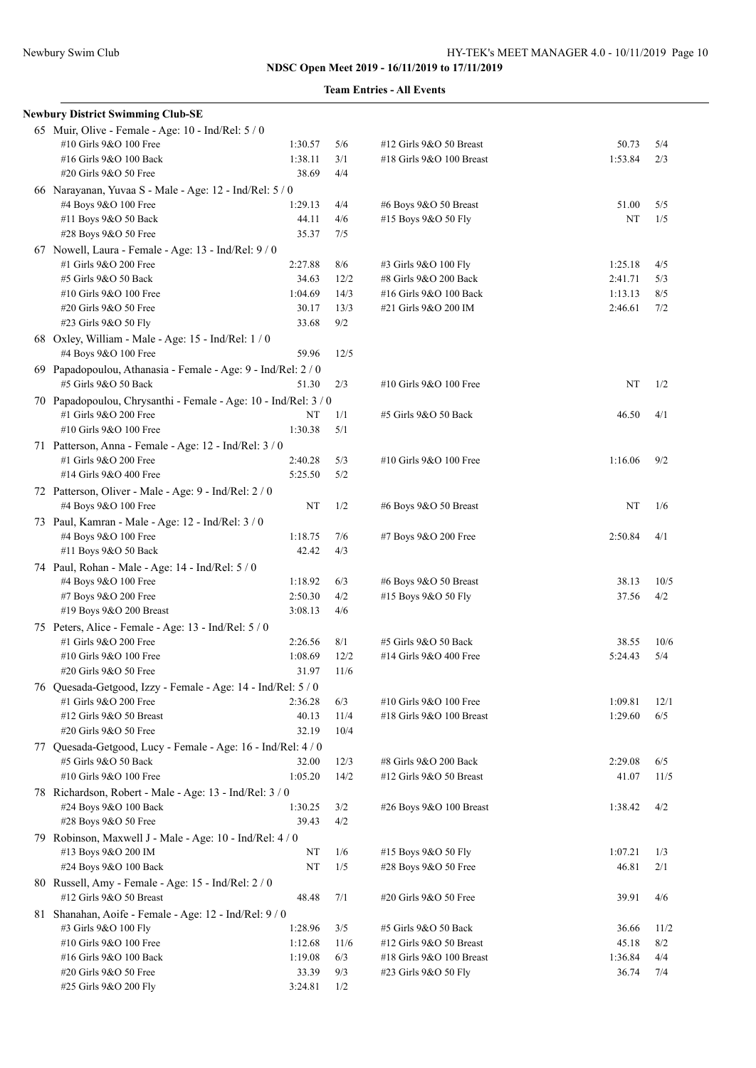**NDSC Open Meet 2019 - 16/11/2019 to 17/11/2019**

**Team Entries - All Events**

**Newbury District Swimming Club-SE**

65 Muir, Olive - Female - Age: 10 - Ind/Rel: 5 / 0

| Event | Time | Heat/Lane | Event | Time | Heat/Lane |
|---|---|---|---|---|---|
| #10 Girls 9&O 100 Free | 1:30.57 | 5/6 | #12 Girls 9&O 50 Breast | 50.73 | 5/4 |
| #16 Girls 9&O 100 Back | 1:38.11 | 3/1 | #18 Girls 9&O 100 Breast | 1:53.84 | 2/3 |
| #20 Girls 9&O 50 Free | 38.69 | 4/4 | | | |

66 Narayanan, Yuvaa S - Male - Age: 12 - Ind/Rel: 5 / 0

| Event | Time | Heat/Lane | Event | Time | Heat/Lane |
|---|---|---|---|---|---|
| #4 Boys 9&O 100 Free | 1:29.13 | 4/4 | #6 Boys 9&O 50 Breast | 51.00 | 5/5 |
| #11 Boys 9&O 50 Back | 44.11 | 4/6 | #15 Boys 9&O 50 Fly | NT | 1/5 |
| #28 Boys 9&O 50 Free | 35.37 | 7/5 | | | |

67 Nowell, Laura - Female - Age: 13 - Ind/Rel: 9 / 0

| Event | Time | Heat/Lane | Event | Time | Heat/Lane |
|---|---|---|---|---|---|
| #1 Girls 9&O 200 Free | 2:27.88 | 8/6 | #3 Girls 9&O 100 Fly | 1:25.18 | 4/5 |
| #5 Girls 9&O 50 Back | 34.63 | 12/2 | #8 Girls 9&O 200 Back | 2:41.71 | 5/3 |
| #10 Girls 9&O 100 Free | 1:04.69 | 14/3 | #16 Girls 9&O 100 Back | 1:13.13 | 8/5 |
| #20 Girls 9&O 50 Free | 30.17 | 13/3 | #21 Girls 9&O 200 IM | 2:46.61 | 7/2 |
| #23 Girls 9&O 50 Fly | 33.68 | 9/2 | | | |

68 Oxley, William - Male - Age: 15 - Ind/Rel: 1 / 0

| Event | Time | Heat/Lane | Event | Time | Heat/Lane |
|---|---|---|---|---|---|
| #4 Boys 9&O 100 Free | 59.96 | 12/5 | | | |

69 Papadopoulou, Athanasia - Female - Age: 9 - Ind/Rel: 2 / 0

| Event | Time | Heat/Lane | Event | Time | Heat/Lane |
|---|---|---|---|---|---|
| #5 Girls 9&O 50 Back | 51.30 | 2/3 | #10 Girls 9&O 100 Free | NT | 1/2 |

70 Papadopoulou, Chrysanthi - Female - Age: 10 - Ind/Rel: 3 / 0

| Event | Time | Heat/Lane | Event | Time | Heat/Lane |
|---|---|---|---|---|---|
| #1 Girls 9&O 200 Free | NT | 1/1 | #5 Girls 9&O 50 Back | 46.50 | 4/1 |
| #10 Girls 9&O 100 Free | 1:30.38 | 5/1 | | | |

71 Patterson, Anna - Female - Age: 12 - Ind/Rel: 3 / 0

| Event | Time | Heat/Lane | Event | Time | Heat/Lane |
|---|---|---|---|---|---|
| #1 Girls 9&O 200 Free | 2:40.28 | 5/3 | #10 Girls 9&O 100 Free | 1:16.06 | 9/2 |
| #14 Girls 9&O 400 Free | 5:25.50 | 5/2 | | | |

72 Patterson, Oliver - Male - Age: 9 - Ind/Rel: 2 / 0

| Event | Time | Heat/Lane | Event | Time | Heat/Lane |
|---|---|---|---|---|---|
| #4 Boys 9&O 100 Free | NT | 1/2 | #6 Boys 9&O 50 Breast | NT | 1/6 |

73 Paul, Kamran - Male - Age: 12 - Ind/Rel: 3 / 0

| Event | Time | Heat/Lane | Event | Time | Heat/Lane |
|---|---|---|---|---|---|
| #4 Boys 9&O 100 Free | 1:18.75 | 7/6 | #7 Boys 9&O 200 Free | 2:50.84 | 4/1 |
| #11 Boys 9&O 50 Back | 42.42 | 4/3 | | | |

74 Paul, Rohan - Male - Age: 14 - Ind/Rel: 5 / 0

| Event | Time | Heat/Lane | Event | Time | Heat/Lane |
|---|---|---|---|---|---|
| #4 Boys 9&O 100 Free | 1:18.92 | 6/3 | #6 Boys 9&O 50 Breast | 38.13 | 10/5 |
| #7 Boys 9&O 200 Free | 2:50.30 | 4/2 | #15 Boys 9&O 50 Fly | 37.56 | 4/2 |
| #19 Boys 9&O 200 Breast | 3:08.13 | 4/6 | | | |

75 Peters, Alice - Female - Age: 13 - Ind/Rel: 5 / 0

| Event | Time | Heat/Lane | Event | Time | Heat/Lane |
|---|---|---|---|---|---|
| #1 Girls 9&O 200 Free | 2:26.56 | 8/1 | #5 Girls 9&O 50 Back | 38.55 | 10/6 |
| #10 Girls 9&O 100 Free | 1:08.69 | 12/2 | #14 Girls 9&O 400 Free | 5:24.43 | 5/4 |
| #20 Girls 9&O 50 Free | 31.97 | 11/6 | | | |

76 Quesada-Getgood, Izzy - Female - Age: 14 - Ind/Rel: 5 / 0

| Event | Time | Heat/Lane | Event | Time | Heat/Lane |
|---|---|---|---|---|---|
| #1 Girls 9&O 200 Free | 2:36.28 | 6/3 | #10 Girls 9&O 100 Free | 1:09.81 | 12/1 |
| #12 Girls 9&O 50 Breast | 40.13 | 11/4 | #18 Girls 9&O 100 Breast | 1:29.60 | 6/5 |
| #20 Girls 9&O 50 Free | 32.19 | 10/4 | | | |

77 Quesada-Getgood, Lucy - Female - Age: 16 - Ind/Rel: 4 / 0

| Event | Time | Heat/Lane | Event | Time | Heat/Lane |
|---|---|---|---|---|---|
| #5 Girls 9&O 50 Back | 32.00 | 12/3 | #8 Girls 9&O 200 Back | 2:29.08 | 6/5 |
| #10 Girls 9&O 100 Free | 1:05.20 | 14/2 | #12 Girls 9&O 50 Breast | 41.07 | 11/5 |

78 Richardson, Robert - Male - Age: 13 - Ind/Rel: 3 / 0

| Event | Time | Heat/Lane | Event | Time | Heat/Lane |
|---|---|---|---|---|---|
| #24 Boys 9&O 100 Back | 1:30.25 | 3/2 | #26 Boys 9&O 100 Breast | 1:38.42 | 4/2 |
| #28 Boys 9&O 50 Free | 39.43 | 4/2 | | | |

79 Robinson, Maxwell J - Male - Age: 10 - Ind/Rel: 4 / 0

| Event | Time | Heat/Lane | Event | Time | Heat/Lane |
|---|---|---|---|---|---|
| #13 Boys 9&O 200 IM | NT | 1/6 | #15 Boys 9&O 50 Fly | 1:07.21 | 1/3 |
| #24 Boys 9&O 100 Back | NT | 1/5 | #28 Boys 9&O 50 Free | 46.81 | 2/1 |

80 Russell, Amy - Female - Age: 15 - Ind/Rel: 2 / 0

| Event | Time | Heat/Lane | Event | Time | Heat/Lane |
|---|---|---|---|---|---|
| #12 Girls 9&O 50 Breast | 48.48 | 7/1 | #20 Girls 9&O 50 Free | 39.91 | 4/6 |

81 Shanahan, Aoife - Female - Age: 12 - Ind/Rel: 9 / 0

| Event | Time | Heat/Lane | Event | Time | Heat/Lane |
|---|---|---|---|---|---|
| #3 Girls 9&O 100 Fly | 1:28.96 | 3/5 | #5 Girls 9&O 50 Back | 36.66 | 11/2 |
| #10 Girls 9&O 100 Free | 1:12.68 | 11/6 | #12 Girls 9&O 50 Breast | 45.18 | 8/2 |
| #16 Girls 9&O 100 Back | 1:19.08 | 6/3 | #18 Girls 9&O 100 Breast | 1:36.84 | 4/4 |
| #20 Girls 9&O 50 Free | 33.39 | 9/3 | #23 Girls 9&O 50 Fly | 36.74 | 7/4 |
| #25 Girls 9&O 200 Fly | 3:24.81 | 1/2 | | | |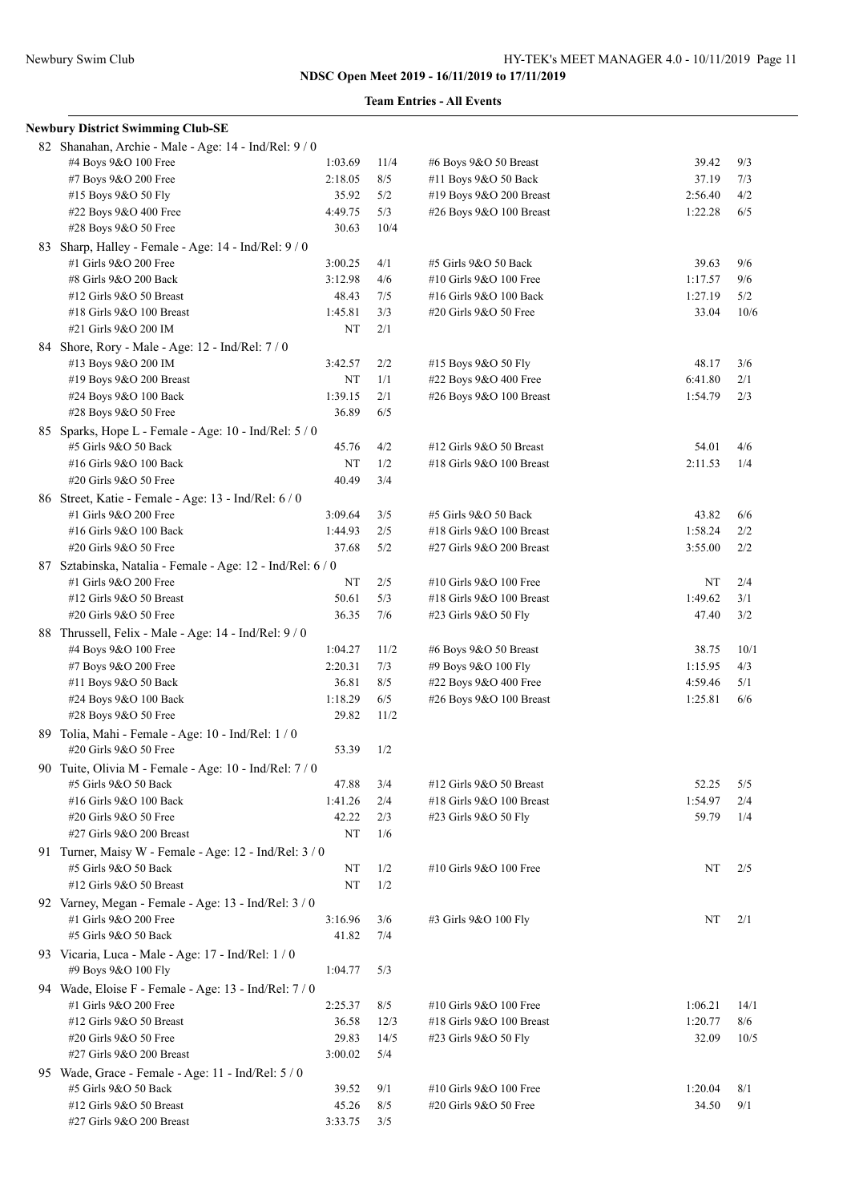**NDSC Open Meet 2019 - 16/11/2019 to 17/11/2019**

**Team Entries - All Events**

**Newbury District Swimming Club-SE**

82 Shanahan, Archie - Male - Age: 14 - Ind/Rel: 9 / 0

| | | | | | |
|---|---|---|---|---|---|
| #4 Boys 9&O 100 Free | 1:03.69 | 11/4 | #6 Boys 9&O 50 Breast | 39.42 | 9/3 |
| #7 Boys 9&O 200 Free | 2:18.05 | 8/5 | #11 Boys 9&O 50 Back | 37.19 | 7/3 |
| #15 Boys 9&O 50 Fly | 35.92 | 5/2 | #19 Boys 9&O 200 Breast | 2:56.40 | 4/2 |
| #22 Boys 9&O 400 Free | 4:49.75 | 5/3 | #26 Boys 9&O 100 Breast | 1:22.28 | 6/5 |
| #28 Boys 9&O 50 Free | 30.63 | 10/4 | | | |

83 Sharp, Halley - Female - Age: 14 - Ind/Rel: 9 / 0

| | | | | | |
|---|---|---|---|---|---|
| #1 Girls 9&O 200 Free | 3:00.25 | 4/1 | #5 Girls 9&O 50 Back | 39.63 | 9/6 |
| #8 Girls 9&O 200 Back | 3:12.98 | 4/6 | #10 Girls 9&O 100 Free | 1:17.57 | 9/6 |
| #12 Girls 9&O 50 Breast | 48.43 | 7/5 | #16 Girls 9&O 100 Back | 1:27.19 | 5/2 |
| #18 Girls 9&O 100 Breast | 1:45.81 | 3/3 | #20 Girls 9&O 50 Free | 33.04 | 10/6 |
| #21 Girls 9&O 200 IM | NT | 2/1 | | | |

84 Shore, Rory - Male - Age: 12 - Ind/Rel: 7 / 0

| | | | | | |
|---|---|---|---|---|---|
| #13 Boys 9&O 200 IM | 3:42.57 | 2/2 | #15 Boys 9&O 50 Fly | 48.17 | 3/6 |
| #19 Boys 9&O 200 Breast | NT | 1/1 | #22 Boys 9&O 400 Free | 6:41.80 | 2/1 |
| #24 Boys 9&O 100 Back | 1:39.15 | 2/1 | #26 Boys 9&O 100 Breast | 1:54.79 | 2/3 |
| #28 Boys 9&O 50 Free | 36.89 | 6/5 | | | |

85 Sparks, Hope L - Female - Age: 10 - Ind/Rel: 5 / 0

| | | | | | |
|---|---|---|---|---|---|
| #5 Girls 9&O 50 Back | 45.76 | 4/2 | #12 Girls 9&O 50 Breast | 54.01 | 4/6 |
| #16 Girls 9&O 100 Back | NT | 1/2 | #18 Girls 9&O 100 Breast | 2:11.53 | 1/4 |
| #20 Girls 9&O 50 Free | 40.49 | 3/4 | | | |

86 Street, Katie - Female - Age: 13 - Ind/Rel: 6 / 0

| | | | | | |
|---|---|---|---|---|---|
| #1 Girls 9&O 200 Free | 3:09.64 | 3/5 | #5 Girls 9&O 50 Back | 43.82 | 6/6 |
| #16 Girls 9&O 100 Back | 1:44.93 | 2/5 | #18 Girls 9&O 100 Breast | 1:58.24 | 2/2 |
| #20 Girls 9&O 50 Free | 37.68 | 5/2 | #27 Girls 9&O 200 Breast | 3:55.00 | 2/2 |

87 Sztabinska, Natalia - Female - Age: 12 - Ind/Rel: 6 / 0

| | | | | | |
|---|---|---|---|---|---|
| #1 Girls 9&O 200 Free | NT | 2/5 | #10 Girls 9&O 100 Free | NT | 2/4 |
| #12 Girls 9&O 50 Breast | 50.61 | 5/3 | #18 Girls 9&O 100 Breast | 1:49.62 | 3/1 |
| #20 Girls 9&O 50 Free | 36.35 | 7/6 | #23 Girls 9&O 50 Fly | 47.40 | 3/2 |

88 Thrussell, Felix - Male - Age: 14 - Ind/Rel: 9 / 0

| | | | | | |
|---|---|---|---|---|---|
| #4 Boys 9&O 100 Free | 1:04.27 | 11/2 | #6 Boys 9&O 50 Breast | 38.75 | 10/1 |
| #7 Boys 9&O 200 Free | 2:20.31 | 7/3 | #9 Boys 9&O 100 Fly | 1:15.95 | 4/3 |
| #11 Boys 9&O 50 Back | 36.81 | 8/5 | #22 Boys 9&O 400 Free | 4:59.46 | 5/1 |
| #24 Boys 9&O 100 Back | 1:18.29 | 6/5 | #26 Boys 9&O 100 Breast | 1:25.81 | 6/6 |
| #28 Boys 9&O 50 Free | 29.82 | 11/2 | | | |

89 Tolia, Mahi - Female - Age: 10 - Ind/Rel: 1 / 0

| | | | | | |
|---|---|---|---|---|---|
| #20 Girls 9&O 50 Free | 53.39 | 1/2 | | | |

90 Tuite, Olivia M - Female - Age: 10 - Ind/Rel: 7 / 0

| | | | | | |
|---|---|---|---|---|---|
| #5 Girls 9&O 50 Back | 47.88 | 3/4 | #12 Girls 9&O 50 Breast | 52.25 | 5/5 |
| #16 Girls 9&O 100 Back | 1:41.26 | 2/4 | #18 Girls 9&O 100 Breast | 1:54.97 | 2/4 |
| #20 Girls 9&O 50 Free | 42.22 | 2/3 | #23 Girls 9&O 50 Fly | 59.79 | 1/4 |
| #27 Girls 9&O 200 Breast | NT | 1/6 | | | |

91 Turner, Maisy W - Female - Age: 12 - Ind/Rel: 3 / 0

| | | | | | |
|---|---|---|---|---|---|
| #5 Girls 9&O 50 Back | NT | 1/2 | #10 Girls 9&O 100 Free | NT | 2/5 |
| #12 Girls 9&O 50 Breast | NT | 1/2 | | | |

92 Varney, Megan - Female - Age: 13 - Ind/Rel: 3 / 0

| | | | | | |
|---|---|---|---|---|---|
| #1 Girls 9&O 200 Free | 3:16.96 | 3/6 | #3 Girls 9&O 100 Fly | NT | 2/1 |
| #5 Girls 9&O 50 Back | 41.82 | 7/4 | | | |

93 Vicaria, Luca - Male - Age: 17 - Ind/Rel: 1 / 0

| | | | | | |
|---|---|---|---|---|---|
| #9 Boys 9&O 100 Fly | 1:04.77 | 5/3 | | | |

94 Wade, Eloise F - Female - Age: 13 - Ind/Rel: 7 / 0

| | | | | | |
|---|---|---|---|---|---|
| #1 Girls 9&O 200 Free | 2:25.37 | 8/5 | #10 Girls 9&O 100 Free | 1:06.21 | 14/1 |
| #12 Girls 9&O 50 Breast | 36.58 | 12/3 | #18 Girls 9&O 100 Breast | 1:20.77 | 8/6 |
| #20 Girls 9&O 50 Free | 29.83 | 14/5 | #23 Girls 9&O 50 Fly | 32.09 | 10/5 |
| #27 Girls 9&O 200 Breast | 3:00.02 | 5/4 | | | |

95 Wade, Grace - Female - Age: 11 - Ind/Rel: 5 / 0

| | | | | | |
|---|---|---|---|---|---|
| #5 Girls 9&O 50 Back | 39.52 | 9/1 | #10 Girls 9&O 100 Free | 1:20.04 | 8/1 |
| #12 Girls 9&O 50 Breast | 45.26 | 8/5 | #20 Girls 9&O 50 Free | 34.50 | 9/1 |
| #27 Girls 9&O 200 Breast | 3:33.75 | 3/5 | | | |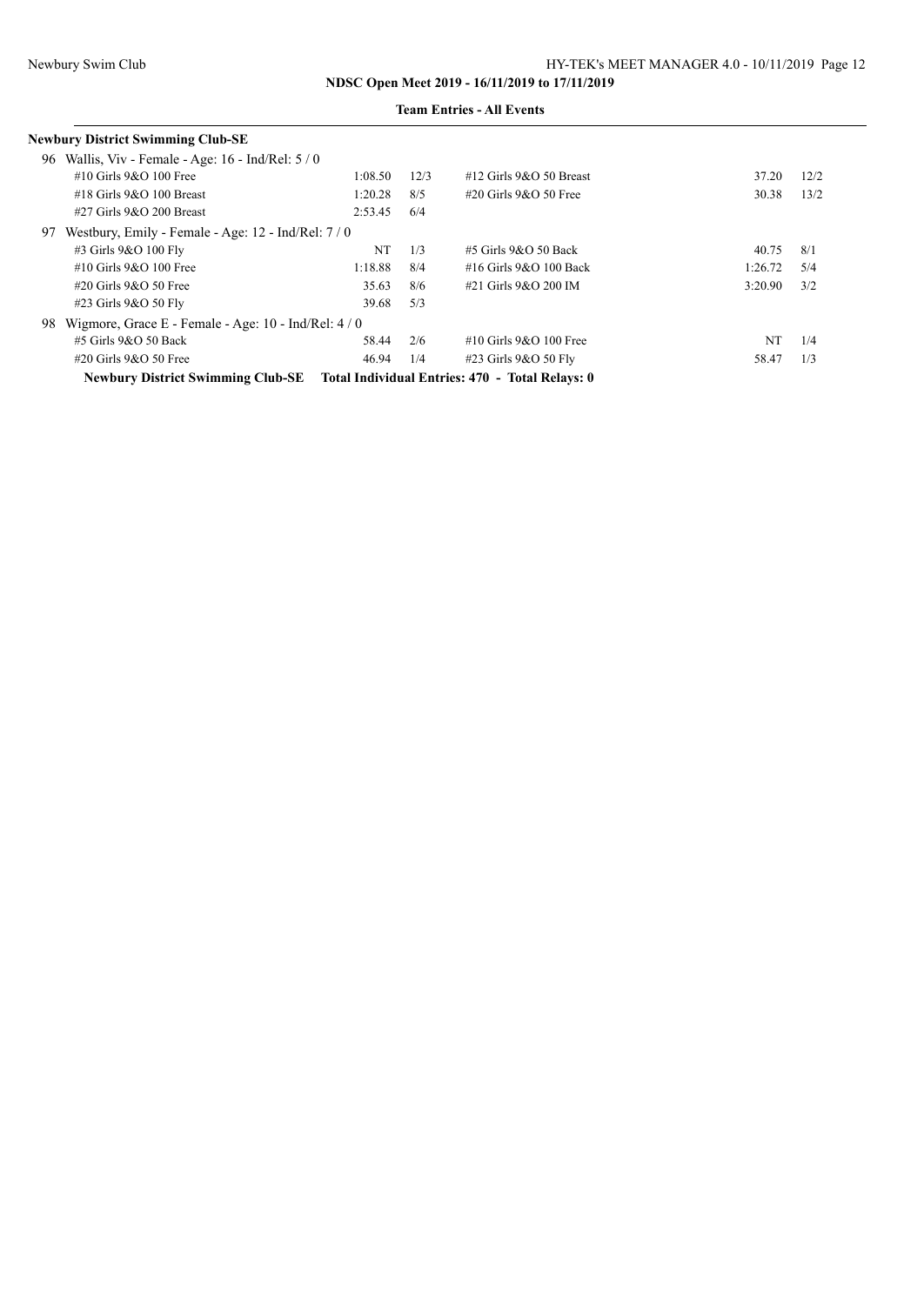**NDSC Open Meet 2019 - 16/11/2019 to 17/11/2019**

**Team Entries - All Events**

**Newbury District Swimming Club-SE**

96 Wallis, Viv - Female - Age: 16 - Ind/Rel: 5 / 0

| | | | | | |
|---|---|---|---|---|---|
| #10 Girls 9&O 100 Free | 1:08.50 | 12/3 | #12 Girls 9&O 50 Breast | 37.20 | 12/2 |
| #18 Girls 9&O 100 Breast | 1:20.28 | 8/5 | #20 Girls 9&O 50 Free | 30.38 | 13/2 |
| #27 Girls 9&O 200 Breast | 2:53.45 | 6/4 | | | |

97 Westbury, Emily - Female - Age: 12 - Ind/Rel: 7 / 0

| | | | | | |
|---|---|---|---|---|---|
| #3 Girls 9&O 100 Fly | NT | 1/3 | #5 Girls 9&O 50 Back | 40.75 | 8/1 |
| #10 Girls 9&O 100 Free | 1:18.88 | 8/4 | #16 Girls 9&O 100 Back | 1:26.72 | 5/4 |
| #20 Girls 9&O 50 Free | 35.63 | 8/6 | #21 Girls 9&O 200 IM | 3:20.90 | 3/2 |
| #23 Girls 9&O 50 Fly | 39.68 | 5/3 | | | |

98 Wigmore, Grace E - Female - Age: 10 - Ind/Rel: 4 / 0

| | | | | | |
|---|---|---|---|---|---|
| #5 Girls 9&O 50 Back | 58.44 | 2/6 | #10 Girls 9&O 100 Free | NT | 1/4 |
| #20 Girls 9&O 50 Free | 46.94 | 1/4 | #23 Girls 9&O 50 Fly | 58.47 | 1/3 |

**Newbury District Swimming Club-SE Total Individual Entries: 470 - Total Relays: 0**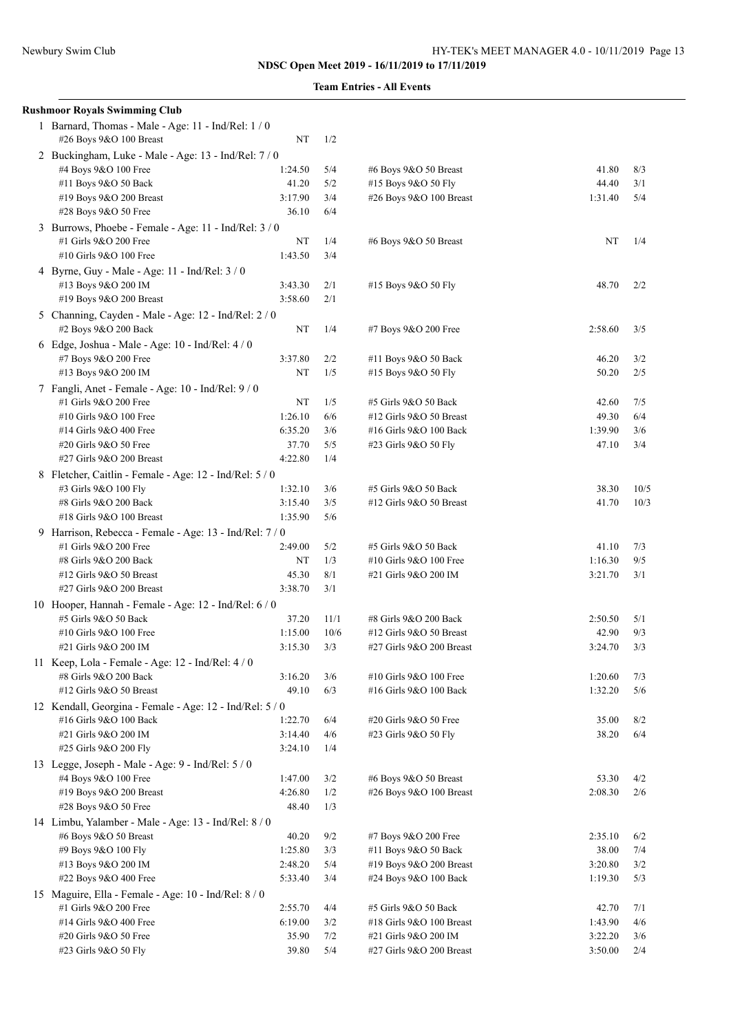**NDSC Open Meet 2019 - 16/11/2019 to 17/11/2019**

**Team Entries - All Events**

**Rushmoor Royals Swimming Club**

1 Barnard, Thomas - Male - Age: 11 - Ind/Rel: 1 / 0

| Event | Time | Heat/Lane | Event | Time | Heat/Lane |
|---|---|---|---|---|---|
| #26 Boys 9&O 100 Breast | NT | 1/2 | | | |

2 Buckingham, Luke - Male - Age: 13 - Ind/Rel: 7 / 0

| Event | Time | Heat/Lane | Event | Time | Heat/Lane |
|---|---|---|---|---|---|
| #4 Boys 9&O 100 Free | 1:24.50 | 5/4 | #6 Boys 9&O 50 Breast | 41.80 | 8/3 |
| #11 Boys 9&O 50 Back | 41.20 | 5/2 | #15 Boys 9&O 50 Fly | 44.40 | 3/1 |
| #19 Boys 9&O 200 Breast | 3:17.90 | 3/4 | #26 Boys 9&O 100 Breast | 1:31.40 | 5/4 |
| #28 Boys 9&O 50 Free | 36.10 | 6/4 | | | |

3 Burrows, Phoebe - Female - Age: 11 - Ind/Rel: 3 / 0

| Event | Time | Heat/Lane | Event | Time | Heat/Lane |
|---|---|---|---|---|---|
| #1 Girls 9&O 200 Free | NT | 1/4 | #6 Boys 9&O 50 Breast | NT | 1/4 |
| #10 Girls 9&O 100 Free | 1:43.50 | 3/4 | | | |

4 Byrne, Guy - Male - Age: 11 - Ind/Rel: 3 / 0

| Event | Time | Heat/Lane | Event | Time | Heat/Lane |
|---|---|---|---|---|---|
| #13 Boys 9&O 200 IM | 3:43.30 | 2/1 | #15 Boys 9&O 50 Fly | 48.70 | 2/2 |
| #19 Boys 9&O 200 Breast | 3:58.60 | 2/1 | | | |

5 Channing, Cayden - Male - Age: 12 - Ind/Rel: 2 / 0

| Event | Time | Heat/Lane | Event | Time | Heat/Lane |
|---|---|---|---|---|---|
| #2 Boys 9&O 200 Back | NT | 1/4 | #7 Boys 9&O 200 Free | 2:58.60 | 3/5 |

6 Edge, Joshua - Male - Age: 10 - Ind/Rel: 4 / 0

| Event | Time | Heat/Lane | Event | Time | Heat/Lane |
|---|---|---|---|---|---|
| #7 Boys 9&O 200 Free | 3:37.80 | 2/2 | #11 Boys 9&O 50 Back | 46.20 | 3/2 |
| #13 Boys 9&O 200 IM | NT | 1/5 | #15 Boys 9&O 50 Fly | 50.20 | 2/5 |

7 Fangli, Anet - Female - Age: 10 - Ind/Rel: 9 / 0

| Event | Time | Heat/Lane | Event | Time | Heat/Lane |
|---|---|---|---|---|---|
| #1 Girls 9&O 200 Free | NT | 1/5 | #5 Girls 9&O 50 Back | 42.60 | 7/5 |
| #10 Girls 9&O 100 Free | 1:26.10 | 6/6 | #12 Girls 9&O 50 Breast | 49.30 | 6/4 |
| #14 Girls 9&O 400 Free | 6:35.20 | 3/6 | #16 Girls 9&O 100 Back | 1:39.90 | 3/6 |
| #20 Girls 9&O 50 Free | 37.70 | 5/5 | #23 Girls 9&O 50 Fly | 47.10 | 3/4 |
| #27 Girls 9&O 200 Breast | 4:22.80 | 1/4 | | | |

8 Fletcher, Caitlin - Female - Age: 12 - Ind/Rel: 5 / 0

| Event | Time | Heat/Lane | Event | Time | Heat/Lane |
|---|---|---|---|---|---|
| #3 Girls 9&O 100 Fly | 1:32.10 | 3/6 | #5 Girls 9&O 50 Back | 38.30 | 10/5 |
| #8 Girls 9&O 200 Back | 3:15.40 | 3/5 | #12 Girls 9&O 50 Breast | 41.70 | 10/3 |
| #18 Girls 9&O 100 Breast | 1:35.90 | 5/6 | | | |

9 Harrison, Rebecca - Female - Age: 13 - Ind/Rel: 7 / 0

| Event | Time | Heat/Lane | Event | Time | Heat/Lane |
|---|---|---|---|---|---|
| #1 Girls 9&O 200 Free | 2:49.00 | 5/2 | #5 Girls 9&O 50 Back | 41.10 | 7/3 |
| #8 Girls 9&O 200 Back | NT | 1/3 | #10 Girls 9&O 100 Free | 1:16.30 | 9/5 |
| #12 Girls 9&O 50 Breast | 45.30 | 8/1 | #21 Girls 9&O 200 IM | 3:21.70 | 3/1 |
| #27 Girls 9&O 200 Breast | 3:38.70 | 3/1 | | | |

10 Hooper, Hannah - Female - Age: 12 - Ind/Rel: 6 / 0

| Event | Time | Heat/Lane | Event | Time | Heat/Lane |
|---|---|---|---|---|---|
| #5 Girls 9&O 50 Back | 37.20 | 11/1 | #8 Girls 9&O 200 Back | 2:50.50 | 5/1 |
| #10 Girls 9&O 100 Free | 1:15.00 | 10/6 | #12 Girls 9&O 50 Breast | 42.90 | 9/3 |
| #21 Girls 9&O 200 IM | 3:15.30 | 3/3 | #27 Girls 9&O 200 Breast | 3:24.70 | 3/3 |

11 Keep, Lola - Female - Age: 12 - Ind/Rel: 4 / 0

| Event | Time | Heat/Lane | Event | Time | Heat/Lane |
|---|---|---|---|---|---|
| #8 Girls 9&O 200 Back | 3:16.20 | 3/6 | #10 Girls 9&O 100 Free | 1:20.60 | 7/3 |
| #12 Girls 9&O 50 Breast | 49.10 | 6/3 | #16 Girls 9&O 100 Back | 1:32.20 | 5/6 |

12 Kendall, Georgina - Female - Age: 12 - Ind/Rel: 5 / 0

| Event | Time | Heat/Lane | Event | Time | Heat/Lane |
|---|---|---|---|---|---|
| #16 Girls 9&O 100 Back | 1:22.70 | 6/4 | #20 Girls 9&O 50 Free | 35.00 | 8/2 |
| #21 Girls 9&O 200 IM | 3:14.40 | 4/6 | #23 Girls 9&O 50 Fly | 38.20 | 6/4 |
| #25 Girls 9&O 200 Fly | 3:24.10 | 1/4 | | | |

13 Legge, Joseph - Male - Age: 9 - Ind/Rel: 5 / 0

| Event | Time | Heat/Lane | Event | Time | Heat/Lane |
|---|---|---|---|---|---|
| #4 Boys 9&O 100 Free | 1:47.00 | 3/2 | #6 Boys 9&O 50 Breast | 53.30 | 4/2 |
| #19 Boys 9&O 200 Breast | 4:26.80 | 1/2 | #26 Boys 9&O 100 Breast | 2:08.30 | 2/6 |
| #28 Boys 9&O 50 Free | 48.40 | 1/3 | | | |

14 Limbu, Yalamber - Male - Age: 13 - Ind/Rel: 8 / 0

| Event | Time | Heat/Lane | Event | Time | Heat/Lane |
|---|---|---|---|---|---|
| #6 Boys 9&O 50 Breast | 40.20 | 9/2 | #7 Boys 9&O 200 Free | 2:35.10 | 6/2 |
| #9 Boys 9&O 100 Fly | 1:25.80 | 3/3 | #11 Boys 9&O 50 Back | 38.00 | 7/4 |
| #13 Boys 9&O 200 IM | 2:48.20 | 5/4 | #19 Boys 9&O 200 Breast | 3:20.80 | 3/2 |
| #22 Boys 9&O 400 Free | 5:33.40 | 3/4 | #24 Boys 9&O 100 Back | 1:19.30 | 5/3 |

15 Maguire, Ella - Female - Age: 10 - Ind/Rel: 8 / 0

| Event | Time | Heat/Lane | Event | Time | Heat/Lane |
|---|---|---|---|---|---|
| #1 Girls 9&O 200 Free | 2:55.70 | 4/4 | #5 Girls 9&O 50 Back | 42.70 | 7/1 |
| #14 Girls 9&O 400 Free | 6:19.00 | 3/2 | #18 Girls 9&O 100 Breast | 1:43.90 | 4/6 |
| #20 Girls 9&O 50 Free | 35.90 | 7/2 | #21 Girls 9&O 200 IM | 3:22.20 | 3/6 |
| #23 Girls 9&O 50 Fly | 39.80 | 5/4 | #27 Girls 9&O 200 Breast | 3:50.00 | 2/4 |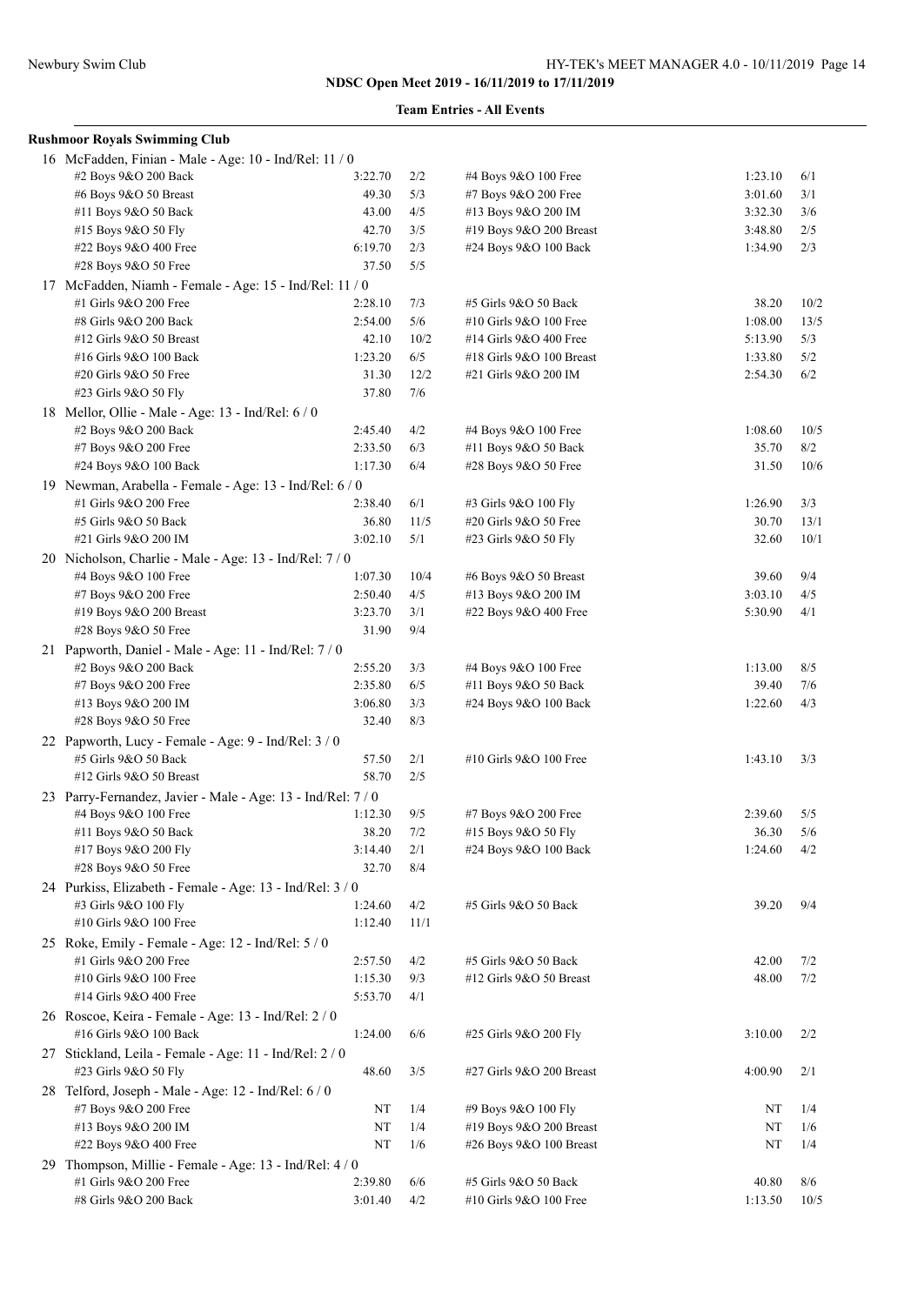**NDSC Open Meet 2019 - 16/11/2019 to 17/11/2019**

**Team Entries - All Events**

**Rushmoor Royals Swimming Club**

16 McFadden, Finian - Male - Age: 10 - Ind/Rel: 11 / 0

| | | | | | |
|---|---|---|---|---|---|
| #2 Boys 9&O 200 Back | 3:22.70 | 2/2 | #4 Boys 9&O 100 Free | 1:23.10 | 6/1 |
| #6 Boys 9&O 50 Breast | 49.30 | 5/3 | #7 Boys 9&O 200 Free | 3:01.60 | 3/1 |
| #11 Boys 9&O 50 Back | 43.00 | 4/5 | #13 Boys 9&O 200 IM | 3:32.30 | 3/6 |
| #15 Boys 9&O 50 Fly | 42.70 | 3/5 | #19 Boys 9&O 200 Breast | 3:48.80 | 2/5 |
| #22 Boys 9&O 400 Free | 6:19.70 | 2/3 | #24 Boys 9&O 100 Back | 1:34.90 | 2/3 |
| #28 Boys 9&O 50 Free | 37.50 | 5/5 | | | |

17 McFadden, Niamh - Female - Age: 15 - Ind/Rel: 11 / 0

| | | | | | |
|---|---|---|---|---|---|
| #1 Girls 9&O 200 Free | 2:28.10 | 7/3 | #5 Girls 9&O 50 Back | 38.20 | 10/2 |
| #8 Girls 9&O 200 Back | 2:54.00 | 5/6 | #10 Girls 9&O 100 Free | 1:08.00 | 13/5 |
| #12 Girls 9&O 50 Breast | 42.10 | 10/2 | #14 Girls 9&O 400 Free | 5:13.90 | 5/3 |
| #16 Girls 9&O 100 Back | 1:23.20 | 6/5 | #18 Girls 9&O 100 Breast | 1:33.80 | 5/2 |
| #20 Girls 9&O 50 Free | 31.30 | 12/2 | #21 Girls 9&O 200 IM | 2:54.30 | 6/2 |
| #23 Girls 9&O 50 Fly | 37.80 | 7/6 | | | |

18 Mellor, Ollie - Male - Age: 13 - Ind/Rel: 6 / 0

| | | | | | |
|---|---|---|---|---|---|
| #2 Boys 9&O 200 Back | 2:45.40 | 4/2 | #4 Boys 9&O 100 Free | 1:08.60 | 10/5 |
| #7 Boys 9&O 200 Free | 2:33.50 | 6/3 | #11 Boys 9&O 50 Back | 35.70 | 8/2 |
| #24 Boys 9&O 100 Back | 1:17.30 | 6/4 | #28 Boys 9&O 50 Free | 31.50 | 10/6 |

19 Newman, Arabella - Female - Age: 13 - Ind/Rel: 6 / 0

| | | | | | |
|---|---|---|---|---|---|
| #1 Girls 9&O 200 Free | 2:38.40 | 6/1 | #3 Girls 9&O 100 Fly | 1:26.90 | 3/3 |
| #5 Girls 9&O 50 Back | 36.80 | 11/5 | #20 Girls 9&O 50 Free | 30.70 | 13/1 |
| #21 Girls 9&O 200 IM | 3:02.10 | 5/1 | #23 Girls 9&O 50 Fly | 32.60 | 10/1 |

20 Nicholson, Charlie - Male - Age: 13 - Ind/Rel: 7 / 0

| | | | | | |
|---|---|---|---|---|---|
| #4 Boys 9&O 100 Free | 1:07.30 | 10/4 | #6 Boys 9&O 50 Breast | 39.60 | 9/4 |
| #7 Boys 9&O 200 Free | 2:50.40 | 4/5 | #13 Boys 9&O 200 IM | 3:03.10 | 4/5 |
| #19 Boys 9&O 200 Breast | 3:23.70 | 3/1 | #22 Boys 9&O 400 Free | 5:30.90 | 4/1 |
| #28 Boys 9&O 50 Free | 31.90 | 9/4 | | | |

21 Papworth, Daniel - Male - Age: 11 - Ind/Rel: 7 / 0

| | | | | | |
|---|---|---|---|---|---|
| #2 Boys 9&O 200 Back | 2:55.20 | 3/3 | #4 Boys 9&O 100 Free | 1:13.00 | 8/5 |
| #7 Boys 9&O 200 Free | 2:35.80 | 6/5 | #11 Boys 9&O 50 Back | 39.40 | 7/6 |
| #13 Boys 9&O 200 IM | 3:06.80 | 3/3 | #24 Boys 9&O 100 Back | 1:22.60 | 4/3 |
| #28 Boys 9&O 50 Free | 32.40 | 8/3 | | | |

22 Papworth, Lucy - Female - Age: 9 - Ind/Rel: 3 / 0

| | | | | | |
|---|---|---|---|---|---|
| #5 Girls 9&O 50 Back | 57.50 | 2/1 | #10 Girls 9&O 100 Free | 1:43.10 | 3/3 |
| #12 Girls 9&O 50 Breast | 58.70 | 2/5 | | | |

23 Parry-Fernandez, Javier - Male - Age: 13 - Ind/Rel: 7 / 0

| | | | | | |
|---|---|---|---|---|---|
| #4 Boys 9&O 100 Free | 1:12.30 | 9/5 | #7 Boys 9&O 200 Free | 2:39.60 | 5/5 |
| #11 Boys 9&O 50 Back | 38.20 | 7/2 | #15 Boys 9&O 50 Fly | 36.30 | 5/6 |
| #17 Boys 9&O 200 Fly | 3:14.40 | 2/1 | #24 Boys 9&O 100 Back | 1:24.60 | 4/2 |
| #28 Boys 9&O 50 Free | 32.70 | 8/4 | | | |

24 Purkiss, Elizabeth - Female - Age: 13 - Ind/Rel: 3 / 0

| | | | | | |
|---|---|---|---|---|---|
| #3 Girls 9&O 100 Fly | 1:24.60 | 4/2 | #5 Girls 9&O 50 Back | 39.20 | 9/4 |
| #10 Girls 9&O 100 Free | 1:12.40 | 11/1 | | | |

25 Roke, Emily - Female - Age: 12 - Ind/Rel: 5 / 0

| | | | | | |
|---|---|---|---|---|---|
| #1 Girls 9&O 200 Free | 2:57.50 | 4/2 | #5 Girls 9&O 50 Back | 42.00 | 7/2 |
| #10 Girls 9&O 100 Free | 1:15.30 | 9/3 | #12 Girls 9&O 50 Breast | 48.00 | 7/2 |
| #14 Girls 9&O 400 Free | 5:53.70 | 4/1 | | | |

26 Roscoe, Keira - Female - Age: 13 - Ind/Rel: 2 / 0

| | | | | | |
|---|---|---|---|---|---|
| #16 Girls 9&O 100 Back | 1:24.00 | 6/6 | #25 Girls 9&O 200 Fly | 3:10.00 | 2/2 |

27 Stickland, Leila - Female - Age: 11 - Ind/Rel: 2 / 0

| | | | | | |
|---|---|---|---|---|---|
| #23 Girls 9&O 50 Fly | 48.60 | 3/5 | #27 Girls 9&O 200 Breast | 4:00.90 | 2/1 |

28 Telford, Joseph - Male - Age: 12 - Ind/Rel: 6 / 0

| | | | | | |
|---|---|---|---|---|---|
| #7 Boys 9&O 200 Free | NT | 1/4 | #9 Boys 9&O 100 Fly | NT | 1/4 |
| #13 Boys 9&O 200 IM | NT | 1/4 | #19 Boys 9&O 200 Breast | NT | 1/6 |
| #22 Boys 9&O 400 Free | NT | 1/6 | #26 Boys 9&O 100 Breast | NT | 1/4 |

29 Thompson, Millie - Female - Age: 13 - Ind/Rel: 4 / 0

| | | | | | |
|---|---|---|---|---|---|
| #1 Girls 9&O 200 Free | 2:39.80 | 6/6 | #5 Girls 9&O 50 Back | 40.80 | 8/6 |
| #8 Girls 9&O 200 Back | 3:01.40 | 4/2 | #10 Girls 9&O 100 Free | 1:13.50 | 10/5 |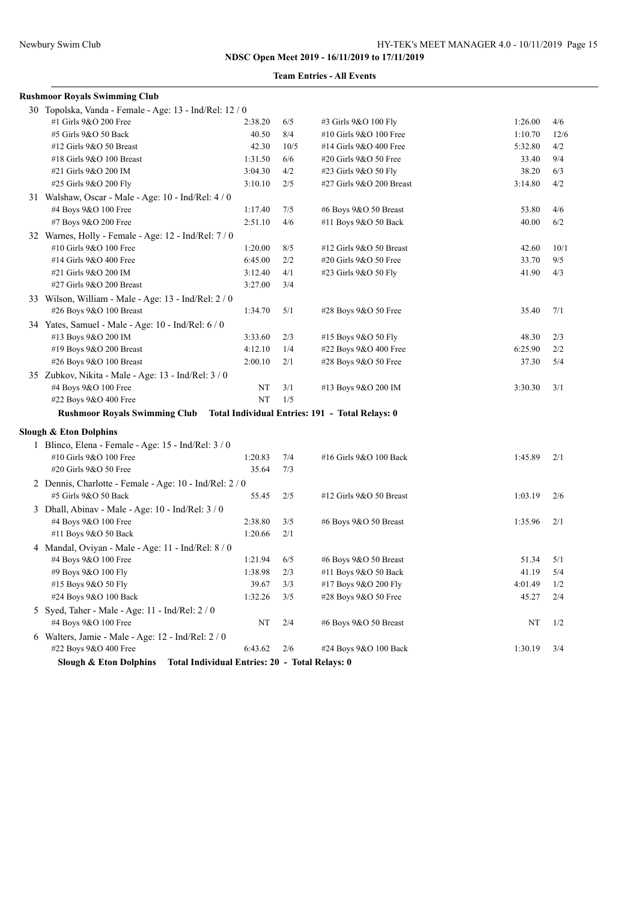NDSC Open Meet 2019 - 16/11/2019 to 17/11/2019

**Team Entries - All Events**

**Rushmoor Royals Swimming Club**

30 Topolska, Vanda - Female - Age: 13 - Ind/Rel: 12 / 0

| | | | | | |
|---|---|---|---|---|---|
| #1 Girls 9&O 200 Free | 2:38.20 | 6/5 | #3 Girls 9&O 100 Fly | 1:26.00 | 4/6 |
| #5 Girls 9&O 50 Back | 40.50 | 8/4 | #10 Girls 9&O 100 Free | 1:10.70 | 12/6 |
| #12 Girls 9&O 50 Breast | 42.30 | 10/5 | #14 Girls 9&O 400 Free | 5:32.80 | 4/2 |
| #18 Girls 9&O 100 Breast | 1:31.50 | 6/6 | #20 Girls 9&O 50 Free | 33.40 | 9/4 |
| #21 Girls 9&O 200 IM | 3:04.30 | 4/2 | #23 Girls 9&O 50 Fly | 38.20 | 6/3 |
| #25 Girls 9&O 200 Fly | 3:10.10 | 2/5 | #27 Girls 9&O 200 Breast | 3:14.80 | 4/2 |

31 Walshaw, Oscar - Male - Age: 10 - Ind/Rel: 4 / 0

| | | | | | |
|---|---|---|---|---|---|
| #4 Boys 9&O 100 Free | 1:17.40 | 7/5 | #6 Boys 9&O 50 Breast | 53.80 | 4/6 |
| #7 Boys 9&O 200 Free | 2:51.10 | 4/6 | #11 Boys 9&O 50 Back | 40.00 | 6/2 |

32 Warnes, Holly - Female - Age: 12 - Ind/Rel: 7 / 0

| | | | | | |
|---|---|---|---|---|---|
| #10 Girls 9&O 100 Free | 1:20.00 | 8/5 | #12 Girls 9&O 50 Breast | 42.60 | 10/1 |
| #14 Girls 9&O 400 Free | 6:45.00 | 2/2 | #20 Girls 9&O 50 Free | 33.70 | 9/5 |
| #21 Girls 9&O 200 IM | 3:12.40 | 4/1 | #23 Girls 9&O 50 Fly | 41.90 | 4/3 |
| #27 Girls 9&O 200 Breast | 3:27.00 | 3/4 | | | |

33 Wilson, William - Male - Age: 13 - Ind/Rel: 2 / 0

| | | | | | |
|---|---|---|---|---|---|
| #26 Boys 9&O 100 Breast | 1:34.70 | 5/1 | #28 Boys 9&O 50 Free | 35.40 | 7/1 |

34 Yates, Samuel - Male - Age: 10 - Ind/Rel: 6 / 0

| | | | | | |
|---|---|---|---|---|---|
| #13 Boys 9&O 200 IM | 3:33.60 | 2/3 | #15 Boys 9&O 50 Fly | 48.30 | 2/3 |
| #19 Boys 9&O 200 Breast | 4:12.10 | 1/4 | #22 Boys 9&O 400 Free | 6:25.90 | 2/2 |
| #26 Boys 9&O 100 Breast | 2:00.10 | 2/1 | #28 Boys 9&O 50 Free | 37.30 | 5/4 |

35 Zubkov, Nikita - Male - Age: 13 - Ind/Rel: 3 / 0

| | | | | | |
|---|---|---|---|---|---|
| #4 Boys 9&O 100 Free | NT | 3/1 | #13 Boys 9&O 200 IM | 3:30.30 | 3/1 |
| #22 Boys 9&O 400 Free | NT | 1/5 | | | |

**Rushmoor Royals Swimming Club    Total Individual Entries: 191 - Total Relays: 0**

**Slough & Eton Dolphins**

1 Blinco, Elena - Female - Age: 15 - Ind/Rel: 3 / 0

| | | | | | |
|---|---|---|---|---|---|
| #10 Girls 9&O 100 Free | 1:20.83 | 7/4 | #16 Girls 9&O 100 Back | 1:45.89 | 2/1 |
| #20 Girls 9&O 50 Free | 35.64 | 7/3 | | | |

2 Dennis, Charlotte - Female - Age: 10 - Ind/Rel: 2 / 0

| | | | | | |
|---|---|---|---|---|---|
| #5 Girls 9&O 50 Back | 55.45 | 2/5 | #12 Girls 9&O 50 Breast | 1:03.19 | 2/6 |

3 Dhall, Abinav - Male - Age: 10 - Ind/Rel: 3 / 0

| | | | | | |
|---|---|---|---|---|---|
| #4 Boys 9&O 100 Free | 2:38.80 | 3/5 | #6 Boys 9&O 50 Breast | 1:35.96 | 2/1 |
| #11 Boys 9&O 50 Back | 1:20.66 | 2/1 | | | |

4 Mandal, Oviyan - Male - Age: 11 - Ind/Rel: 8 / 0

| | | | | | |
|---|---|---|---|---|---|
| #4 Boys 9&O 100 Free | 1:21.94 | 6/5 | #6 Boys 9&O 50 Breast | 51.34 | 5/1 |
| #9 Boys 9&O 100 Fly | 1:38.98 | 2/3 | #11 Boys 9&O 50 Back | 41.19 | 5/4 |
| #15 Boys 9&O 50 Fly | 39.67 | 3/3 | #17 Boys 9&O 200 Fly | 4:01.49 | 1/2 |
| #24 Boys 9&O 100 Back | 1:32.26 | 3/5 | #28 Boys 9&O 50 Free | 45.27 | 2/4 |

5 Syed, Taher - Male - Age: 11 - Ind/Rel: 2 / 0

| | | | | | |
|---|---|---|---|---|---|
| #4 Boys 9&O 100 Free | NT | 2/4 | #6 Boys 9&O 50 Breast | NT | 1/2 |

6 Walters, Jamie - Male - Age: 12 - Ind/Rel: 2 / 0

| | | | | | |
|---|---|---|---|---|---|
| #22 Boys 9&O 400 Free | 6:43.62 | 2/6 | #24 Boys 9&O 100 Back | 1:30.19 | 3/4 |

**Slough & Eton Dolphins    Total Individual Entries: 20 - Total Relays: 0**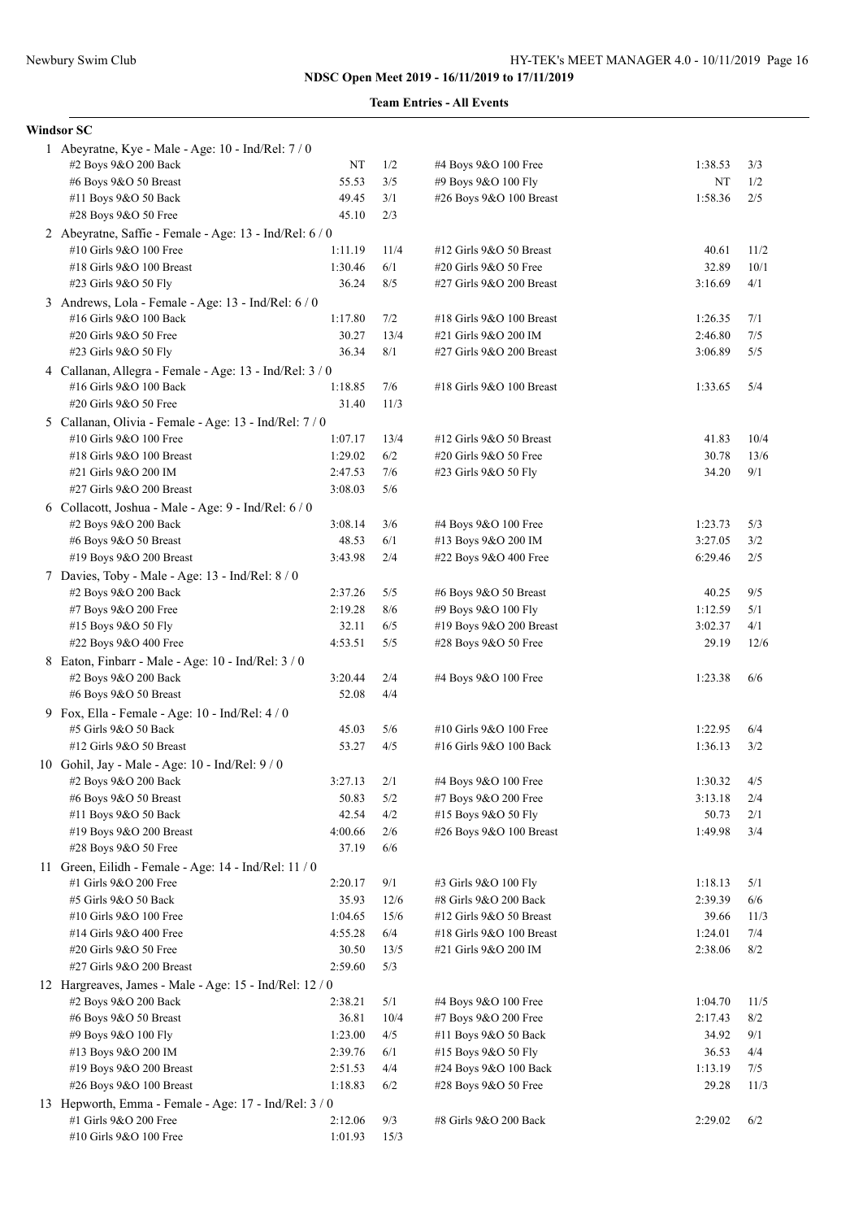**NDSC Open Meet 2019 - 16/11/2019 to 17/11/2019**

**Team Entries - All Events**

**Windsor SC**

1 Abeyratne, Kye - Male - Age: 10 - Ind/Rel: 7 / 0

| | | | | | |
|---|---|---|---|---|---|
| #2 Boys 9&O 200 Back | NT | 1/2 | #4 Boys 9&O 100 Free | 1:38.53 | 3/3 |
| #6 Boys 9&O 50 Breast | 55.53 | 3/5 | #9 Boys 9&O 100 Fly | NT | 1/2 |
| #11 Boys 9&O 50 Back | 49.45 | 3/1 | #26 Boys 9&O 100 Breast | 1:58.36 | 2/5 |
| #28 Boys 9&O 50 Free | 45.10 | 2/3 | | | |

2 Abeyratne, Saffie - Female - Age: 13 - Ind/Rel: 6 / 0

| | | | | | |
|---|---|---|---|---|---|
| #10 Girls 9&O 100 Free | 1:11.19 | 11/4 | #12 Girls 9&O 50 Breast | 40.61 | 11/2 |
| #18 Girls 9&O 100 Breast | 1:30.46 | 6/1 | #20 Girls 9&O 50 Free | 32.89 | 10/1 |
| #23 Girls 9&O 50 Fly | 36.24 | 8/5 | #27 Girls 9&O 200 Breast | 3:16.69 | 4/1 |

3 Andrews, Lola - Female - Age: 13 - Ind/Rel: 6 / 0

| | | | | | |
|---|---|---|---|---|---|
| #16 Girls 9&O 100 Back | 1:17.80 | 7/2 | #18 Girls 9&O 100 Breast | 1:26.35 | 7/1 |
| #20 Girls 9&O 50 Free | 30.27 | 13/4 | #21 Girls 9&O 200 IM | 2:46.80 | 7/5 |
| #23 Girls 9&O 50 Fly | 36.34 | 8/1 | #27 Girls 9&O 200 Breast | 3:06.89 | 5/5 |

4 Callanan, Allegra - Female - Age: 13 - Ind/Rel: 3 / 0

| | | | | | |
|---|---|---|---|---|---|
| #16 Girls 9&O 100 Back | 1:18.85 | 7/6 | #18 Girls 9&O 100 Breast | 1:33.65 | 5/4 |
| #20 Girls 9&O 50 Free | 31.40 | 11/3 | | | |

5 Callanan, Olivia - Female - Age: 13 - Ind/Rel: 7 / 0

| | | | | | |
|---|---|---|---|---|---|
| #10 Girls 9&O 100 Free | 1:07.17 | 13/4 | #12 Girls 9&O 50 Breast | 41.83 | 10/4 |
| #18 Girls 9&O 100 Breast | 1:29.02 | 6/2 | #20 Girls 9&O 50 Free | 30.78 | 13/6 |
| #21 Girls 9&O 200 IM | 2:47.53 | 7/6 | #23 Girls 9&O 50 Fly | 34.20 | 9/1 |
| #27 Girls 9&O 200 Breast | 3:08.03 | 5/6 | | | |

6 Collacott, Joshua - Male - Age: 9 - Ind/Rel: 6 / 0

| | | | | | |
|---|---|---|---|---|---|
| #2 Boys 9&O 200 Back | 3:08.14 | 3/6 | #4 Boys 9&O 100 Free | 1:23.73 | 5/3 |
| #6 Boys 9&O 50 Breast | 48.53 | 6/1 | #13 Boys 9&O 200 IM | 3:27.05 | 3/2 |
| #19 Boys 9&O 200 Breast | 3:43.98 | 2/4 | #22 Boys 9&O 400 Free | 6:29.46 | 2/5 |

7 Davies, Toby - Male - Age: 13 - Ind/Rel: 8 / 0

| | | | | | |
|---|---|---|---|---|---|
| #2 Boys 9&O 200 Back | 2:37.26 | 5/5 | #6 Boys 9&O 50 Breast | 40.25 | 9/5 |
| #7 Boys 9&O 200 Free | 2:19.28 | 8/6 | #9 Boys 9&O 100 Fly | 1:12.59 | 5/1 |
| #15 Boys 9&O 50 Fly | 32.11 | 6/5 | #19 Boys 9&O 200 Breast | 3:02.37 | 4/1 |
| #22 Boys 9&O 400 Free | 4:53.51 | 5/5 | #28 Boys 9&O 50 Free | 29.19 | 12/6 |

8 Eaton, Finbarr - Male - Age: 10 - Ind/Rel: 3 / 0

| | | | | | |
|---|---|---|---|---|---|
| #2 Boys 9&O 200 Back | 3:20.44 | 2/4 | #4 Boys 9&O 100 Free | 1:23.38 | 6/6 |
| #6 Boys 9&O 50 Breast | 52.08 | 4/4 | | | |

9 Fox, Ella - Female - Age: 10 - Ind/Rel: 4 / 0

| | | | | | |
|---|---|---|---|---|---|
| #5 Girls 9&O 50 Back | 45.03 | 5/6 | #10 Girls 9&O 100 Free | 1:22.95 | 6/4 |
| #12 Girls 9&O 50 Breast | 53.27 | 4/5 | #16 Girls 9&O 100 Back | 1:36.13 | 3/2 |

10 Gohil, Jay - Male - Age: 10 - Ind/Rel: 9 / 0

| | | | | | |
|---|---|---|---|---|---|
| #2 Boys 9&O 200 Back | 3:27.13 | 2/1 | #4 Boys 9&O 100 Free | 1:30.32 | 4/5 |
| #6 Boys 9&O 50 Breast | 50.83 | 5/2 | #7 Boys 9&O 200 Free | 3:13.18 | 2/4 |
| #11 Boys 9&O 50 Back | 42.54 | 4/2 | #15 Boys 9&O 50 Fly | 50.73 | 2/1 |
| #19 Boys 9&O 200 Breast | 4:00.66 | 2/6 | #26 Boys 9&O 100 Breast | 1:49.98 | 3/4 |
| #28 Boys 9&O 50 Free | 37.19 | 6/6 | | | |

11 Green, Eilidh - Female - Age: 14 - Ind/Rel: 11 / 0

| | | | | | |
|---|---|---|---|---|---|
| #1 Girls 9&O 200 Free | 2:20.17 | 9/1 | #3 Girls 9&O 100 Fly | 1:18.13 | 5/1 |
| #5 Girls 9&O 50 Back | 35.93 | 12/6 | #8 Girls 9&O 200 Back | 2:39.39 | 6/6 |
| #10 Girls 9&O 100 Free | 1:04.65 | 15/6 | #12 Girls 9&O 50 Breast | 39.66 | 11/3 |
| #14 Girls 9&O 400 Free | 4:55.28 | 6/4 | #18 Girls 9&O 100 Breast | 1:24.01 | 7/4 |
| #20 Girls 9&O 50 Free | 30.50 | 13/5 | #21 Girls 9&O 200 IM | 2:38.06 | 8/2 |
| #27 Girls 9&O 200 Breast | 2:59.60 | 5/3 | | | |

12 Hargreaves, James - Male - Age: 15 - Ind/Rel: 12 / 0

| | | | | | |
|---|---|---|---|---|---|
| #2 Boys 9&O 200 Back | 2:38.21 | 5/1 | #4 Boys 9&O 100 Free | 1:04.70 | 11/5 |
| #6 Boys 9&O 50 Breast | 36.81 | 10/4 | #7 Boys 9&O 200 Free | 2:17.43 | 8/2 |
| #9 Boys 9&O 100 Fly | 1:23.00 | 4/5 | #11 Boys 9&O 50 Back | 34.92 | 9/1 |
| #13 Boys 9&O 200 IM | 2:39.76 | 6/1 | #15 Boys 9&O 50 Fly | 36.53 | 4/4 |
| #19 Boys 9&O 200 Breast | 2:51.53 | 4/4 | #24 Boys 9&O 100 Back | 1:13.19 | 7/5 |
| #26 Boys 9&O 100 Breast | 1:18.83 | 6/2 | #28 Boys 9&O 50 Free | 29.28 | 11/3 |

13 Hepworth, Emma - Female - Age: 17 - Ind/Rel: 3 / 0

| | | | | | |
|---|---|---|---|---|---|
| #1 Girls 9&O 200 Free | 2:12.06 | 9/3 | #8 Girls 9&O 200 Back | 2:29.02 | 6/2 |
| #10 Girls 9&O 100 Free | 1:01.93 | 15/3 | | | |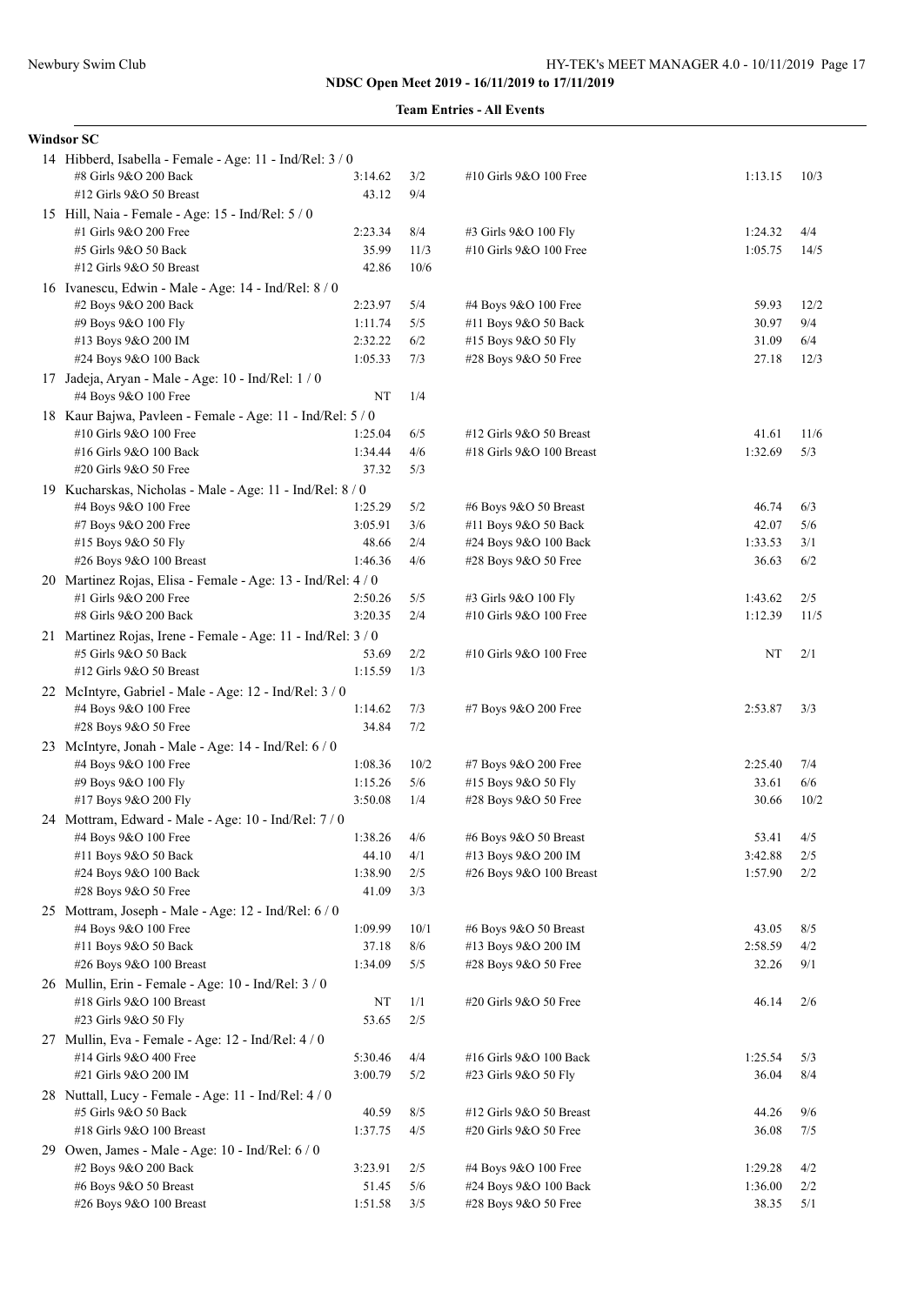**Team Entries - All Events**

**Windsor SC**

14 Hibberd, Isabella - Female - Age: 11 - Ind/Rel: 3 / 0

| | | | | | |
|---|---|---|---|---|---|
| #8 Girls 9&O 200 Back | 3:14.62 | 3/2 | #10 Girls 9&O 100 Free | 1:13.15 | 10/3 |
| #12 Girls 9&O 50 Breast | 43.12 | 9/4 | | | |

15 Hill, Naia - Female - Age: 15 - Ind/Rel: 5 / 0

| | | | | | |
|---|---|---|---|---|---|
| #1 Girls 9&O 200 Free | 2:23.34 | 8/4 | #3 Girls 9&O 100 Fly | 1:24.32 | 4/4 |
| #5 Girls 9&O 50 Back | 35.99 | 11/3 | #10 Girls 9&O 100 Free | 1:05.75 | 14/5 |
| #12 Girls 9&O 50 Breast | 42.86 | 10/6 | | | |

16 Ivanescu, Edwin - Male - Age: 14 - Ind/Rel: 8 / 0

| | | | | | |
|---|---|---|---|---|---|
| #2 Boys 9&O 200 Back | 2:23.97 | 5/4 | #4 Boys 9&O 100 Free | 59.93 | 12/2 |
| #9 Boys 9&O 100 Fly | 1:11.74 | 5/5 | #11 Boys 9&O 50 Back | 30.97 | 9/4 |
| #13 Boys 9&O 200 IM | 2:32.22 | 6/2 | #15 Boys 9&O 50 Fly | 31.09 | 6/4 |
| #24 Boys 9&O 100 Back | 1:05.33 | 7/3 | #28 Boys 9&O 50 Free | 27.18 | 12/3 |

17 Jadeja, Aryan - Male - Age: 10 - Ind/Rel: 1 / 0

| | | | | | |
|---|---|---|---|---|---|
| #4 Boys 9&O 100 Free | NT | 1/4 | | | |

18 Kaur Bajwa, Pavleen - Female - Age: 11 - Ind/Rel: 5 / 0

| | | | | | |
|---|---|---|---|---|---|
| #10 Girls 9&O 100 Free | 1:25.04 | 6/5 | #12 Girls 9&O 50 Breast | 41.61 | 11/6 |
| #16 Girls 9&O 100 Back | 1:34.44 | 4/6 | #18 Girls 9&O 100 Breast | 1:32.69 | 5/3 |
| #20 Girls 9&O 50 Free | 37.32 | 5/3 | | | |

19 Kucharskas, Nicholas - Male - Age: 11 - Ind/Rel: 8 / 0

| | | | | | |
|---|---|---|---|---|---|
| #4 Boys 9&O 100 Free | 1:25.29 | 5/2 | #6 Boys 9&O 50 Breast | 46.74 | 6/3 |
| #7 Boys 9&O 200 Free | 3:05.91 | 3/6 | #11 Boys 9&O 50 Back | 42.07 | 5/6 |
| #15 Boys 9&O 50 Fly | 48.66 | 2/4 | #24 Boys 9&O 100 Back | 1:33.53 | 3/1 |
| #26 Boys 9&O 100 Breast | 1:46.36 | 4/6 | #28 Boys 9&O 50 Free | 36.63 | 6/2 |

20 Martinez Rojas, Elisa - Female - Age: 13 - Ind/Rel: 4 / 0

| | | | | | |
|---|---|---|---|---|---|
| #1 Girls 9&O 200 Free | 2:50.26 | 5/5 | #3 Girls 9&O 100 Fly | 1:43.62 | 2/5 |
| #8 Girls 9&O 200 Back | 3:20.35 | 2/4 | #10 Girls 9&O 100 Free | 1:12.39 | 11/5 |

21 Martinez Rojas, Irene - Female - Age: 11 - Ind/Rel: 3 / 0

| | | | | | |
|---|---|---|---|---|---|
| #5 Girls 9&O 50 Back | 53.69 | 2/2 | #10 Girls 9&O 100 Free | NT | 2/1 |
| #12 Girls 9&O 50 Breast | 1:15.59 | 1/3 | | | |

22 McIntyre, Gabriel - Male - Age: 12 - Ind/Rel: 3 / 0

| | | | | | |
|---|---|---|---|---|---|
| #4 Boys 9&O 100 Free | 1:14.62 | 7/3 | #7 Boys 9&O 200 Free | 2:53.87 | 3/3 |
| #28 Boys 9&O 50 Free | 34.84 | 7/2 | | | |

23 McIntyre, Jonah - Male - Age: 14 - Ind/Rel: 6 / 0

| | | | | | |
|---|---|---|---|---|---|
| #4 Boys 9&O 100 Free | 1:08.36 | 10/2 | #7 Boys 9&O 200 Free | 2:25.40 | 7/4 |
| #9 Boys 9&O 100 Fly | 1:15.26 | 5/6 | #15 Boys 9&O 50 Fly | 33.61 | 6/6 |
| #17 Boys 9&O 200 Fly | 3:50.08 | 1/4 | #28 Boys 9&O 50 Free | 30.66 | 10/2 |

24 Mottram, Edward - Male - Age: 10 - Ind/Rel: 7 / 0

| | | | | | |
|---|---|---|---|---|---|
| #4 Boys 9&O 100 Free | 1:38.26 | 4/6 | #6 Boys 9&O 50 Breast | 53.41 | 4/5 |
| #11 Boys 9&O 50 Back | 44.10 | 4/1 | #13 Boys 9&O 200 IM | 3:42.88 | 2/5 |
| #24 Boys 9&O 100 Back | 1:38.90 | 2/5 | #26 Boys 9&O 100 Breast | 1:57.90 | 2/2 |
| #28 Boys 9&O 50 Free | 41.09 | 3/3 | | | |

25 Mottram, Joseph - Male - Age: 12 - Ind/Rel: 6 / 0

| | | | | | |
|---|---|---|---|---|---|
| #4 Boys 9&O 100 Free | 1:09.99 | 10/1 | #6 Boys 9&O 50 Breast | 43.05 | 8/5 |
| #11 Boys 9&O 50 Back | 37.18 | 8/6 | #13 Boys 9&O 200 IM | 2:58.59 | 4/2 |
| #26 Boys 9&O 100 Breast | 1:34.09 | 5/5 | #28 Boys 9&O 50 Free | 32.26 | 9/1 |

26 Mullin, Erin - Female - Age: 10 - Ind/Rel: 3 / 0

| | | | | | |
|---|---|---|---|---|---|
| #18 Girls 9&O 100 Breast | NT | 1/1 | #20 Girls 9&O 50 Free | 46.14 | 2/6 |
| #23 Girls 9&O 50 Fly | 53.65 | 2/5 | | | |

27 Mullin, Eva - Female - Age: 12 - Ind/Rel: 4 / 0

| | | | | | |
|---|---|---|---|---|---|
| #14 Girls 9&O 400 Free | 5:30.46 | 4/4 | #16 Girls 9&O 100 Back | 1:25.54 | 5/3 |
| #21 Girls 9&O 200 IM | 3:00.79 | 5/2 | #23 Girls 9&O 50 Fly | 36.04 | 8/4 |

28 Nuttall, Lucy - Female - Age: 11 - Ind/Rel: 4 / 0

| | | | | | |
|---|---|---|---|---|---|
| #5 Girls 9&O 50 Back | 40.59 | 8/5 | #12 Girls 9&O 50 Breast | 44.26 | 9/6 |
| #18 Girls 9&O 100 Breast | 1:37.75 | 4/5 | #20 Girls 9&O 50 Free | 36.08 | 7/5 |

29 Owen, James - Male - Age: 10 - Ind/Rel: 6 / 0

| | | | | | |
|---|---|---|---|---|---|
| #2 Boys 9&O 200 Back | 3:23.91 | 2/5 | #4 Boys 9&O 100 Free | 1:29.28 | 4/2 |
| #6 Boys 9&O 50 Breast | 51.45 | 5/6 | #24 Boys 9&O 100 Back | 1:36.00 | 2/2 |
| #26 Boys 9&O 100 Breast | 1:51.58 | 3/5 | #28 Boys 9&O 50 Free | 38.35 | 5/1 |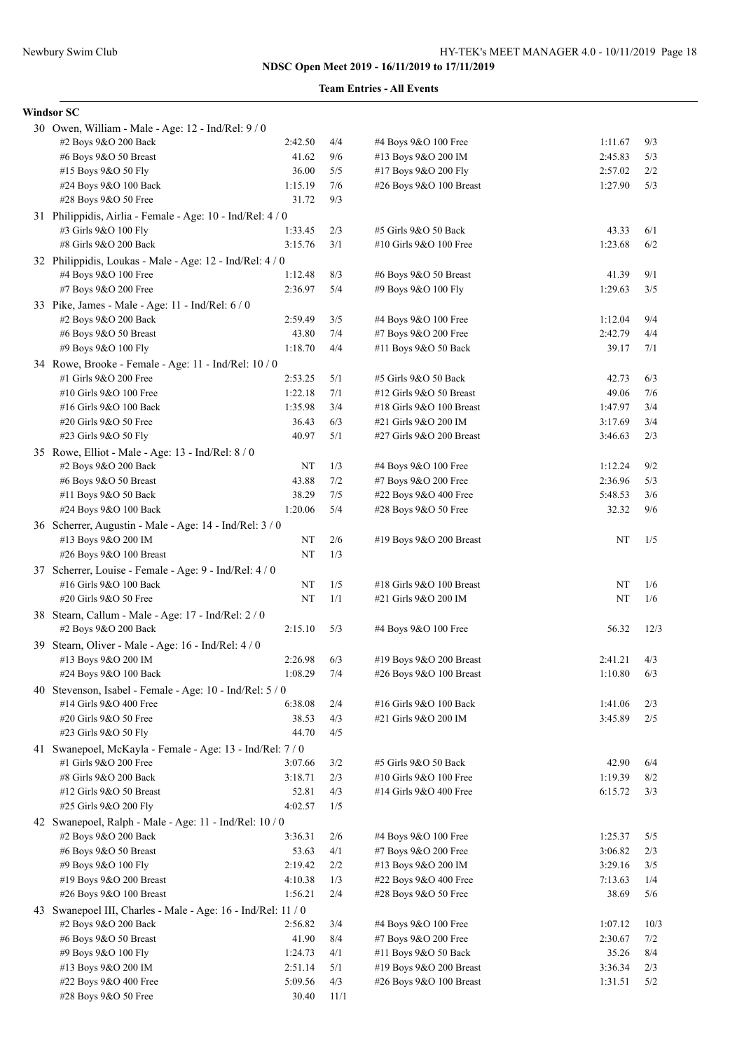**NDSC Open Meet 2019 - 16/11/2019 to 17/11/2019**

**Team Entries - All Events**

**Windsor SC**

30 Owen, William - Male - Age: 12 - Ind/Rel: 9 / 0

| | | | | | |
|---|---|---|---|---|---|
| #2 Boys 9&O 200 Back | 2:42.50 | 4/4 | #4 Boys 9&O 100 Free | 1:11.67 | 9/3 |
| #6 Boys 9&O 50 Breast | 41.62 | 9/6 | #13 Boys 9&O 200 IM | 2:45.83 | 5/3 |
| #15 Boys 9&O 50 Fly | 36.00 | 5/5 | #17 Boys 9&O 200 Fly | 2:57.02 | 2/2 |
| #24 Boys 9&O 100 Back | 1:15.19 | 7/6 | #26 Boys 9&O 100 Breast | 1:27.90 | 5/3 |
| #28 Boys 9&O 50 Free | 31.72 | 9/3 | | | |

31 Philippidis, Airlia - Female - Age: 10 - Ind/Rel: 4 / 0

| | | | | | |
|---|---|---|---|---|---|
| #3 Girls 9&O 100 Fly | 1:33.45 | 2/3 | #5 Girls 9&O 50 Back | 43.33 | 6/1 |
| #8 Girls 9&O 200 Back | 3:15.76 | 3/1 | #10 Girls 9&O 100 Free | 1:23.68 | 6/2 |

32 Philippidis, Loukas - Male - Age: 12 - Ind/Rel: 4 / 0

| | | | | | |
|---|---|---|---|---|---|
| #4 Boys 9&O 100 Free | 1:12.48 | 8/3 | #6 Boys 9&O 50 Breast | 41.39 | 9/1 |
| #7 Boys 9&O 200 Free | 2:36.97 | 5/4 | #9 Boys 9&O 100 Fly | 1:29.63 | 3/5 |

33 Pike, James - Male - Age: 11 - Ind/Rel: 6 / 0

| | | | | | |
|---|---|---|---|---|---|
| #2 Boys 9&O 200 Back | 2:59.49 | 3/5 | #4 Boys 9&O 100 Free | 1:12.04 | 9/4 |
| #6 Boys 9&O 50 Breast | 43.80 | 7/4 | #7 Boys 9&O 200 Free | 2:42.79 | 4/4 |
| #9 Boys 9&O 100 Fly | 1:18.70 | 4/4 | #11 Boys 9&O 50 Back | 39.17 | 7/1 |

34 Rowe, Brooke - Female - Age: 11 - Ind/Rel: 10 / 0

| | | | | | |
|---|---|---|---|---|---|
| #1 Girls 9&O 200 Free | 2:53.25 | 5/1 | #5 Girls 9&O 50 Back | 42.73 | 6/3 |
| #10 Girls 9&O 100 Free | 1:22.18 | 7/1 | #12 Girls 9&O 50 Breast | 49.06 | 7/6 |
| #16 Girls 9&O 100 Back | 1:35.98 | 3/4 | #18 Girls 9&O 100 Breast | 1:47.97 | 3/4 |
| #20 Girls 9&O 50 Free | 36.43 | 6/3 | #21 Girls 9&O 200 IM | 3:17.69 | 3/4 |
| #23 Girls 9&O 50 Fly | 40.97 | 5/1 | #27 Girls 9&O 200 Breast | 3:46.63 | 2/3 |

35 Rowe, Elliot - Male - Age: 13 - Ind/Rel: 8 / 0

| | | | | | |
|---|---|---|---|---|---|
| #2 Boys 9&O 200 Back | NT | 1/3 | #4 Boys 9&O 100 Free | 1:12.24 | 9/2 |
| #6 Boys 9&O 50 Breast | 43.88 | 7/2 | #7 Boys 9&O 200 Free | 2:36.96 | 5/3 |
| #11 Boys 9&O 50 Back | 38.29 | 7/5 | #22 Boys 9&O 400 Free | 5:48.53 | 3/6 |
| #24 Boys 9&O 100 Back | 1:20.06 | 5/4 | #28 Boys 9&O 50 Free | 32.32 | 9/6 |

36 Scherrer, Augustin - Male - Age: 14 - Ind/Rel: 3 / 0

| | | | | | |
|---|---|---|---|---|---|
| #13 Boys 9&O 200 IM | NT | 2/6 | #19 Boys 9&O 200 Breast | NT | 1/5 |
| #26 Boys 9&O 100 Breast | NT | 1/3 | | | |

37 Scherrer, Louise - Female - Age: 9 - Ind/Rel: 4 / 0

| | | | | | |
|---|---|---|---|---|---|
| #16 Girls 9&O 100 Back | NT | 1/5 | #18 Girls 9&O 100 Breast | NT | 1/6 |
| #20 Girls 9&O 50 Free | NT | 1/1 | #21 Girls 9&O 200 IM | NT | 1/6 |

38 Stearn, Callum - Male - Age: 17 - Ind/Rel: 2 / 0

| | | | | | |
|---|---|---|---|---|---|
| #2 Boys 9&O 200 Back | 2:15.10 | 5/3 | #4 Boys 9&O 100 Free | 56.32 | 12/3 |

39 Stearn, Oliver - Male - Age: 16 - Ind/Rel: 4 / 0

| | | | | | |
|---|---|---|---|---|---|
| #13 Boys 9&O 200 IM | 2:26.98 | 6/3 | #19 Boys 9&O 200 Breast | 2:41.21 | 4/3 |
| #24 Boys 9&O 100 Back | 1:08.29 | 7/4 | #26 Boys 9&O 100 Breast | 1:10.80 | 6/3 |

40 Stevenson, Isabel - Female - Age: 10 - Ind/Rel: 5 / 0

| | | | | | |
|---|---|---|---|---|---|
| #14 Girls 9&O 400 Free | 6:38.08 | 2/4 | #16 Girls 9&O 100 Back | 1:41.06 | 2/3 |
| #20 Girls 9&O 50 Free | 38.53 | 4/3 | #21 Girls 9&O 200 IM | 3:45.89 | 2/5 |
| #23 Girls 9&O 50 Fly | 44.70 | 4/5 | | | |

41 Swanepoel, McKayla - Female - Age: 13 - Ind/Rel: 7 / 0

| | | | | | |
|---|---|---|---|---|---|
| #1 Girls 9&O 200 Free | 3:07.66 | 3/2 | #5 Girls 9&O 50 Back | 42.90 | 6/4 |
| #8 Girls 9&O 200 Back | 3:18.71 | 2/3 | #10 Girls 9&O 100 Free | 1:19.39 | 8/2 |
| #12 Girls 9&O 50 Breast | 52.81 | 4/3 | #14 Girls 9&O 400 Free | 6:15.72 | 3/3 |
| #25 Girls 9&O 200 Fly | 4:02.57 | 1/5 | | | |

42 Swanepoel, Ralph - Male - Age: 11 - Ind/Rel: 10 / 0

| | | | | | |
|---|---|---|---|---|---|
| #2 Boys 9&O 200 Back | 3:36.31 | 2/6 | #4 Boys 9&O 100 Free | 1:25.37 | 5/5 |
| #6 Boys 9&O 50 Breast | 53.63 | 4/1 | #7 Boys 9&O 200 Free | 3:06.82 | 2/3 |
| #9 Boys 9&O 100 Fly | 2:19.42 | 2/2 | #13 Boys 9&O 200 IM | 3:29.16 | 3/5 |
| #19 Boys 9&O 200 Breast | 4:10.38 | 1/3 | #22 Boys 9&O 400 Free | 7:13.63 | 1/4 |
| #26 Boys 9&O 100 Breast | 1:56.21 | 2/4 | #28 Boys 9&O 50 Free | 38.69 | 5/6 |

43 Swanepoel III, Charles - Male - Age: 16 - Ind/Rel: 11 / 0

| | | | | | |
|---|---|---|---|---|---|
| #2 Boys 9&O 200 Back | 2:56.82 | 3/4 | #4 Boys 9&O 100 Free | 1:07.12 | 10/3 |
| #6 Boys 9&O 50 Breast | 41.90 | 8/4 | #7 Boys 9&O 200 Free | 2:30.67 | 7/2 |
| #9 Boys 9&O 100 Fly | 1:24.73 | 4/1 | #11 Boys 9&O 50 Back | 35.26 | 8/4 |
| #13 Boys 9&O 200 IM | 2:51.14 | 5/1 | #19 Boys 9&O 200 Breast | 3:36.34 | 2/3 |
| #22 Boys 9&O 400 Free | 5:09.56 | 4/3 | #26 Boys 9&O 100 Breast | 1:31.51 | 5/2 |
| #28 Boys 9&O 50 Free | 30.40 | 11/1 | | | |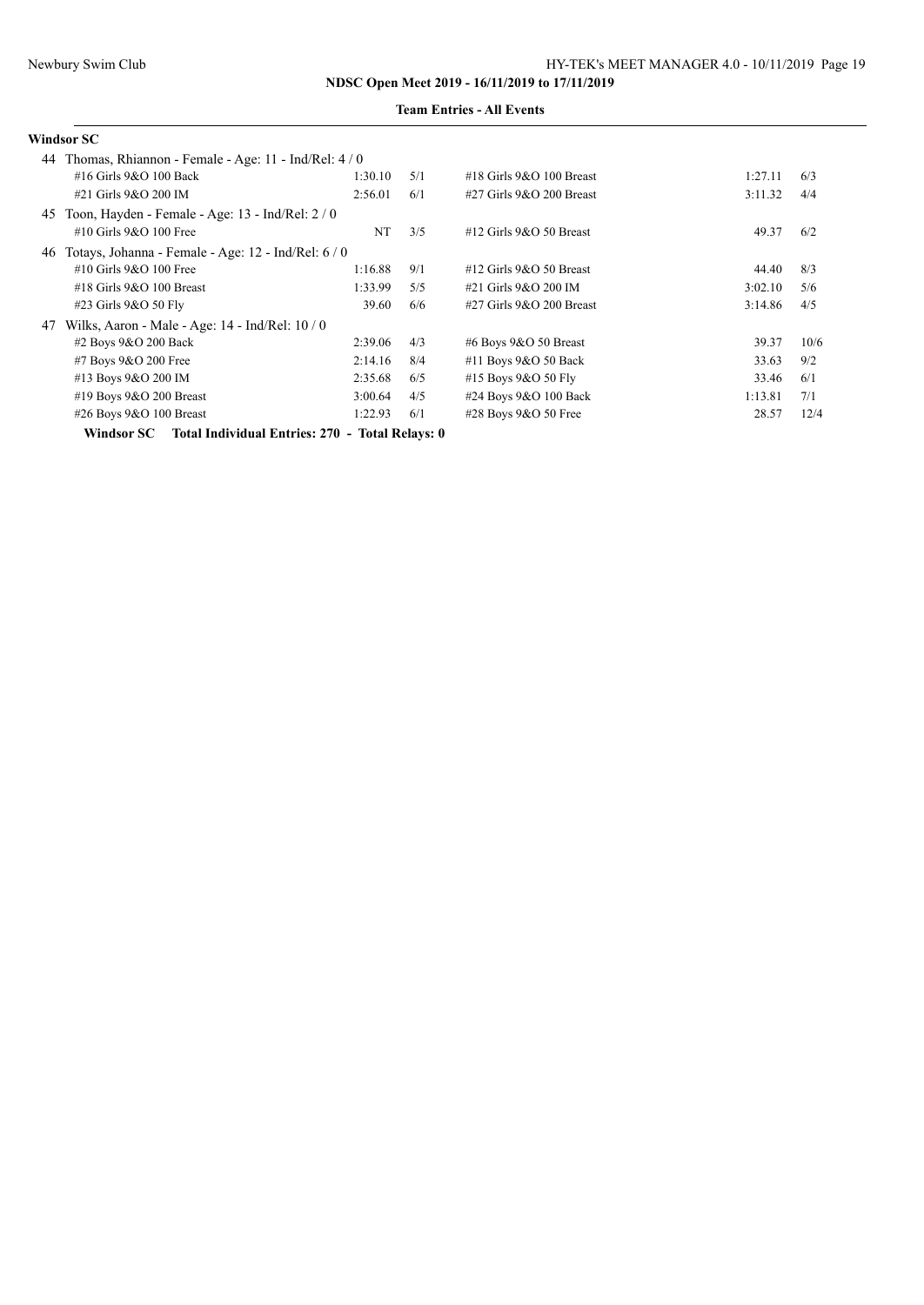**NDSC Open Meet 2019 - 16/11/2019 to 17/11/2019**

**Team Entries - All Events**

**Windsor SC**

44 Thomas, Rhiannon - Female - Age: 11 - Ind/Rel: 4 / 0

| | | | | | |
|---|---|---|---|---|---|
| #16 Girls 9&O 100 Back | 1:30.10 | 5/1 | #18 Girls 9&O 100 Breast | 1:27.11 | 6/3 |
| #21 Girls 9&O 200 IM | 2:56.01 | 6/1 | #27 Girls 9&O 200 Breast | 3:11.32 | 4/4 |

45 Toon, Hayden - Female - Age: 13 - Ind/Rel: 2 / 0

| | | | | | |
|---|---|---|---|---|---|
| #10 Girls 9&O 100 Free | NT | 3/5 | #12 Girls 9&O 50 Breast | 49.37 | 6/2 |

46 Totays, Johanna - Female - Age: 12 - Ind/Rel: 6 / 0

| | | | | | |
|---|---|---|---|---|---|
| #10 Girls 9&O 100 Free | 1:16.88 | 9/1 | #12 Girls 9&O 50 Breast | 44.40 | 8/3 |
| #18 Girls 9&O 100 Breast | 1:33.99 | 5/5 | #21 Girls 9&O 200 IM | 3:02.10 | 5/6 |
| #23 Girls 9&O 50 Fly | 39.60 | 6/6 | #27 Girls 9&O 200 Breast | 3:14.86 | 4/5 |

47 Wilks, Aaron - Male - Age: 14 - Ind/Rel: 10 / 0

| | | | | | |
|---|---|---|---|---|---|
| #2 Boys 9&O 200 Back | 2:39.06 | 4/3 | #6 Boys 9&O 50 Breast | 39.37 | 10/6 |
| #7 Boys 9&O 200 Free | 2:14.16 | 8/4 | #11 Boys 9&O 50 Back | 33.63 | 9/2 |
| #13 Boys 9&O 200 IM | 2:35.68 | 6/5 | #15 Boys 9&O 50 Fly | 33.46 | 6/1 |
| #19 Boys 9&O 200 Breast | 3:00.64 | 4/5 | #24 Boys 9&O 100 Back | 1:13.81 | 7/1 |
| #26 Boys 9&O 100 Breast | 1:22.93 | 6/1 | #28 Boys 9&O 50 Free | 28.57 | 12/4 |

**Windsor SC Total Individual Entries: 270 - Total Relays: 0**